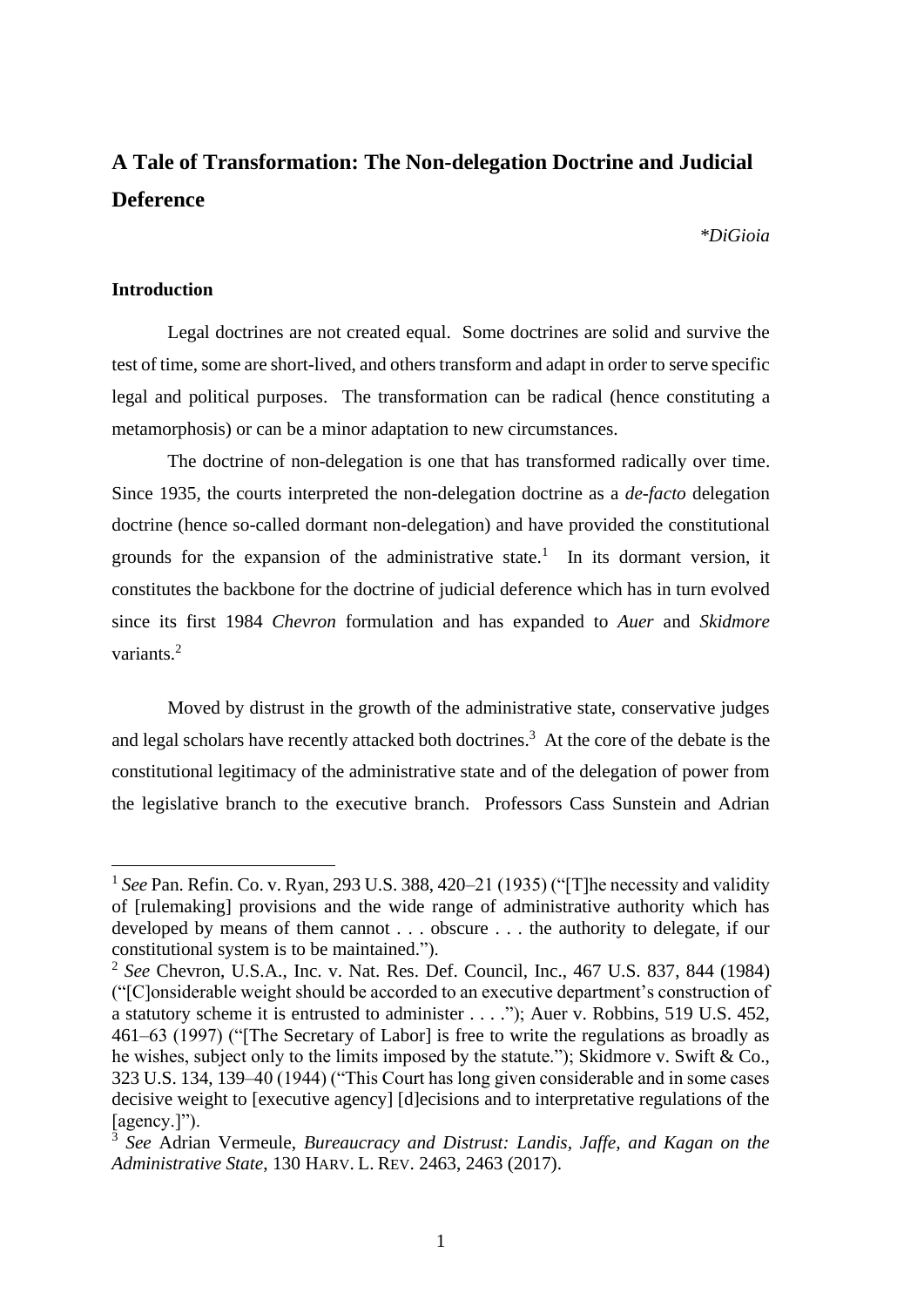# A Tale of Transformation: The Non-delegation Doctrine and Judicial Deference

*\*DiGioia*

## Introduction

Legal doctrines are not created equal. Some doctrines are solid and survive the test of time, some are short-lived, and others transform and adapt in order to serve specific legal and political purposes. The transformation can be radical (hence constituting a metamorphosis) or can be a minor adaptation to new circumstances.

The doctrine of non-delegation is one that has transformed radically over time. Since 1935, the courts interpreted the non-delegation doctrine as a *de-facto* delegation doctrine (hence so-called dormant non-delegation) and have provided the constitutional grounds for the expansion of the administrative state.[1] In its dormant version, it constitutes the backbone for the doctrine of judicial deference which has in turn evolved since its first 1984 *Chevron* formulation and has expanded to *Auer* and *Skidmore* variants.[2]

Moved by distrust in the growth of the administrative state, conservative judges and legal scholars have recently attacked both doctrines.[3] At the core of the debate is the constitutional legitimacy of the administrative state and of the delegation of power from the legislative branch to the executive branch. Professors Cass Sunstein and Adrian

---

[1] *See* Pan. Refin. Co. v. Ryan, 293 U.S. 388, 420–21 (1935) ("[T]he necessity and validity of [rulemaking] provisions and the wide range of administrative authority which has developed by means of them cannot . . . obscure . . . the authority to delegate, if our constitutional system is to be maintained.").

[2] *See* Chevron, U.S.A., Inc. v. Nat. Res. Def. Council, Inc., 467 U.S. 837, 844 (1984) ("[C]onsiderable weight should be accorded to an executive department's construction of a statutory scheme it is entrusted to administer . . . ."); Auer v. Robbins, 519 U.S. 452, 461–63 (1997) ("[The Secretary of Labor] is free to write the regulations as broadly as he wishes, subject only to the limits imposed by the statute."); Skidmore v. Swift & Co., 323 U.S. 134, 139–40 (1944) ("This Court has long given considerable and in some cases decisive weight to [executive agency] [d]ecisions and to interpretative regulations of the [agency.]").

[3] *See* Adrian Vermeule, *Bureaucracy and Distrust: Landis, Jaffe, and Kagan on the Administrative State*, 130 HARV. L. REV. 2463, 2463 (2017).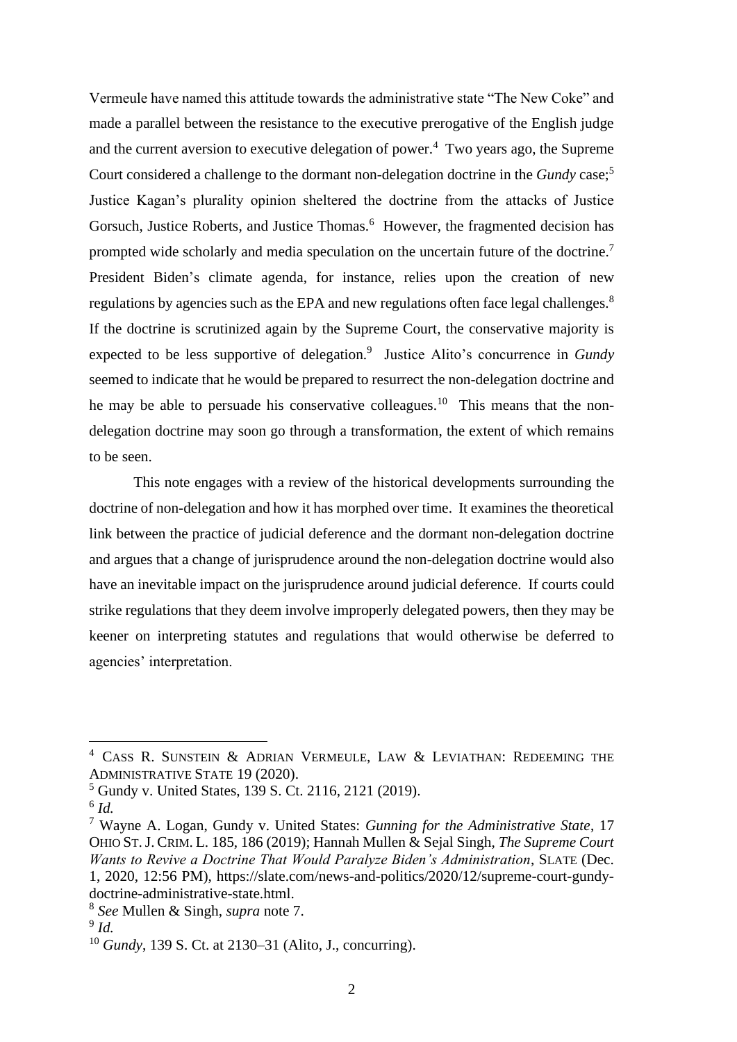Vermeule have named this attitude towards the administrative state "The New Coke" and made a parallel between the resistance to the executive prerogative of the English judge and the current aversion to executive delegation of power.[4] Two years ago, the Supreme Court considered a challenge to the dormant non-delegation doctrine in the *Gundy* case;[5] Justice Kagan's plurality opinion sheltered the doctrine from the attacks of Justice Gorsuch, Justice Roberts, and Justice Thomas.[6] However, the fragmented decision has prompted wide scholarly and media speculation on the uncertain future of the doctrine.[7] President Biden's climate agenda, for instance, relies upon the creation of new regulations by agencies such as the EPA and new regulations often face legal challenges.[8] If the doctrine is scrutinized again by the Supreme Court, the conservative majority is expected to be less supportive of delegation.[9] Justice Alito's concurrence in *Gundy* seemed to indicate that he would be prepared to resurrect the non-delegation doctrine and he may be able to persuade his conservative colleagues.[10] This means that the non-delegation doctrine may soon go through a transformation, the extent of which remains to be seen.

This note engages with a review of the historical developments surrounding the doctrine of non-delegation and how it has morphed over time. It examines the theoretical link between the practice of judicial deference and the dormant non-delegation doctrine and argues that a change of jurisprudence around the non-delegation doctrine would also have an inevitable impact on the jurisprudence around judicial deference. If courts could strike regulations that they deem involve improperly delegated powers, then they may be keener on interpreting statutes and regulations that would otherwise be deferred to agencies' interpretation.

---

[4] CASS R. SUNSTEIN & ADRIAN VERMEULE, LAW & LEVIATHAN: REDEEMING THE ADMINISTRATIVE STATE 19 (2020).

[5] Gundy v. United States, 139 S. Ct. 2116, 2121 (2019).

[6] *Id.*

[7] Wayne A. Logan, Gundy v. United States: *Gunning for the Administrative State*, 17 OHIO ST. J. CRIM. L. 185, 186 (2019); Hannah Mullen & Sejal Singh, *The Supreme Court Wants to Revive a Doctrine That Would Paralyze Biden's Administration*, SLATE (Dec. 1, 2020, 12:56 PM), https://slate.com/news-and-politics/2020/12/supreme-court-gundy-doctrine-administrative-state.html.

[8] *See* Mullen & Singh, *supra* note 7.

[9] *Id.*

[10] *Gundy*, 139 S. Ct. at 2130–31 (Alito, J., concurring).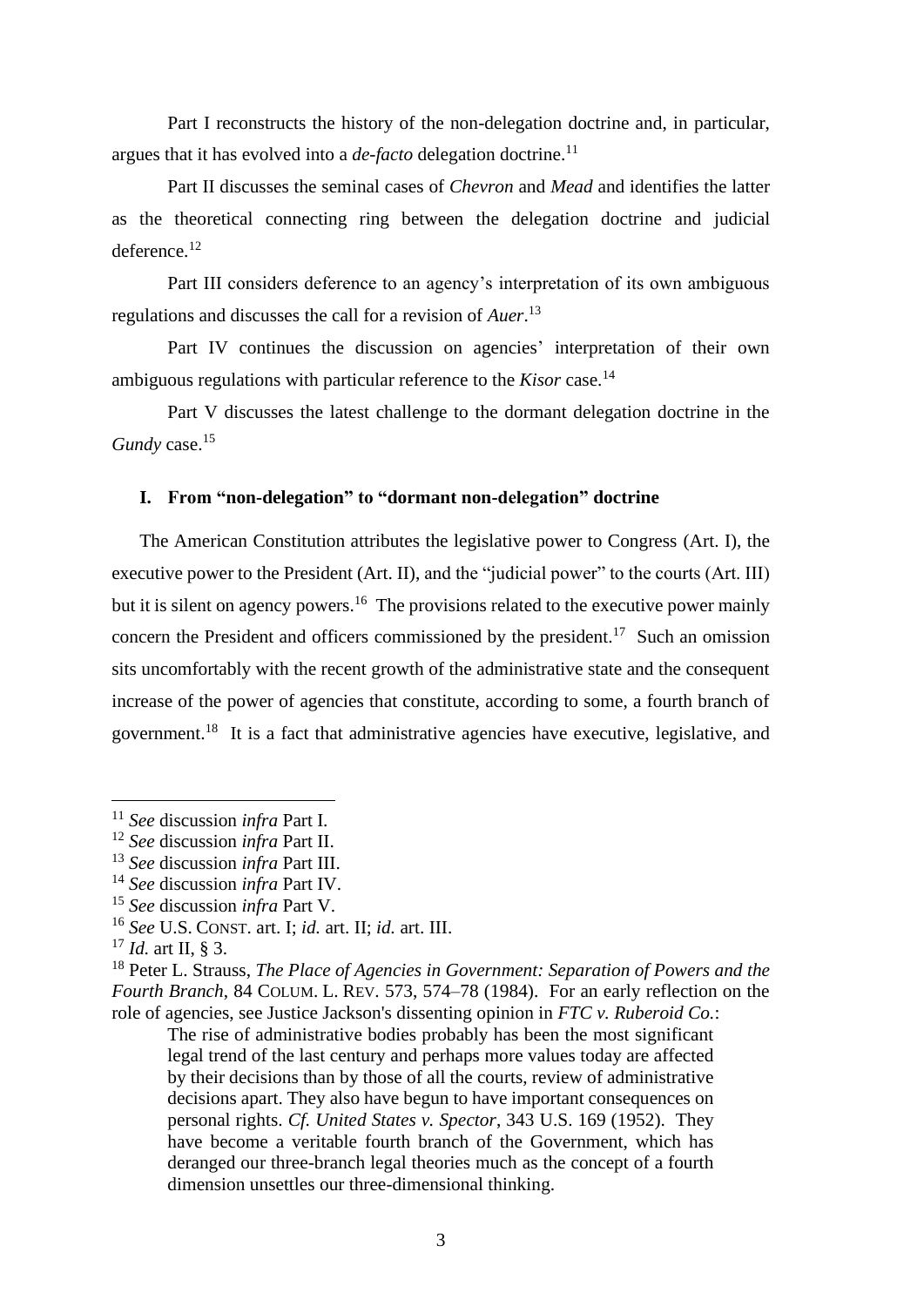Part I reconstructs the history of the non-delegation doctrine and, in particular, argues that it has evolved into a *de-facto* delegation doctrine.[11]

Part II discusses the seminal cases of *Chevron* and *Mead* and identifies the latter as the theoretical connecting ring between the delegation doctrine and judicial deference.[12]

Part III considers deference to an agency's interpretation of its own ambiguous regulations and discusses the call for a revision of *Auer*.[13]

Part IV continues the discussion on agencies' interpretation of their own ambiguous regulations with particular reference to the *Kisor* case.[14]

Part V discusses the latest challenge to the dormant delegation doctrine in the *Gundy* case.[15]

### I. From "non-delegation" to "dormant non-delegation" doctrine

The American Constitution attributes the legislative power to Congress (Art. I), the executive power to the President (Art. II), and the "judicial power" to the courts (Art. III) but it is silent on agency powers.[16] The provisions related to the executive power mainly concern the President and officers commissioned by the president.[17] Such an omission sits uncomfortably with the recent growth of the administrative state and the consequent increase of the power of agencies that constitute, according to some, a fourth branch of government.[18] It is a fact that administrative agencies have executive, legislative, and

---

[11] *See* discussion *infra* Part I.

[12] *See* discussion *infra* Part II.

[13] *See* discussion *infra* Part III.

[14] *See* discussion *infra* Part IV.

[15] *See* discussion *infra* Part V.

[16] *See* U.S. CONST. art. I; *id.* art. II; *id.* art. III.

[17] *Id.* art II, § 3.

[18] Peter L. Strauss, *The Place of Agencies in Government: Separation of Powers and the Fourth Branch*, 84 COLUM. L. REV. 573, 574–78 (1984). For an early reflection on the role of agencies, see Justice Jackson's dissenting opinion in *FTC v. Ruberoid Co.*:

> The rise of administrative bodies probably has been the most significant legal trend of the last century and perhaps more values today are affected by their decisions than by those of all the courts, review of administrative decisions apart. They also have begun to have important consequences on personal rights. *Cf. United States v. Spector*, 343 U.S. 169 (1952). They have become a veritable fourth branch of the Government, which has deranged our three-branch legal theories much as the concept of a fourth dimension unsettles our three-dimensional thinking.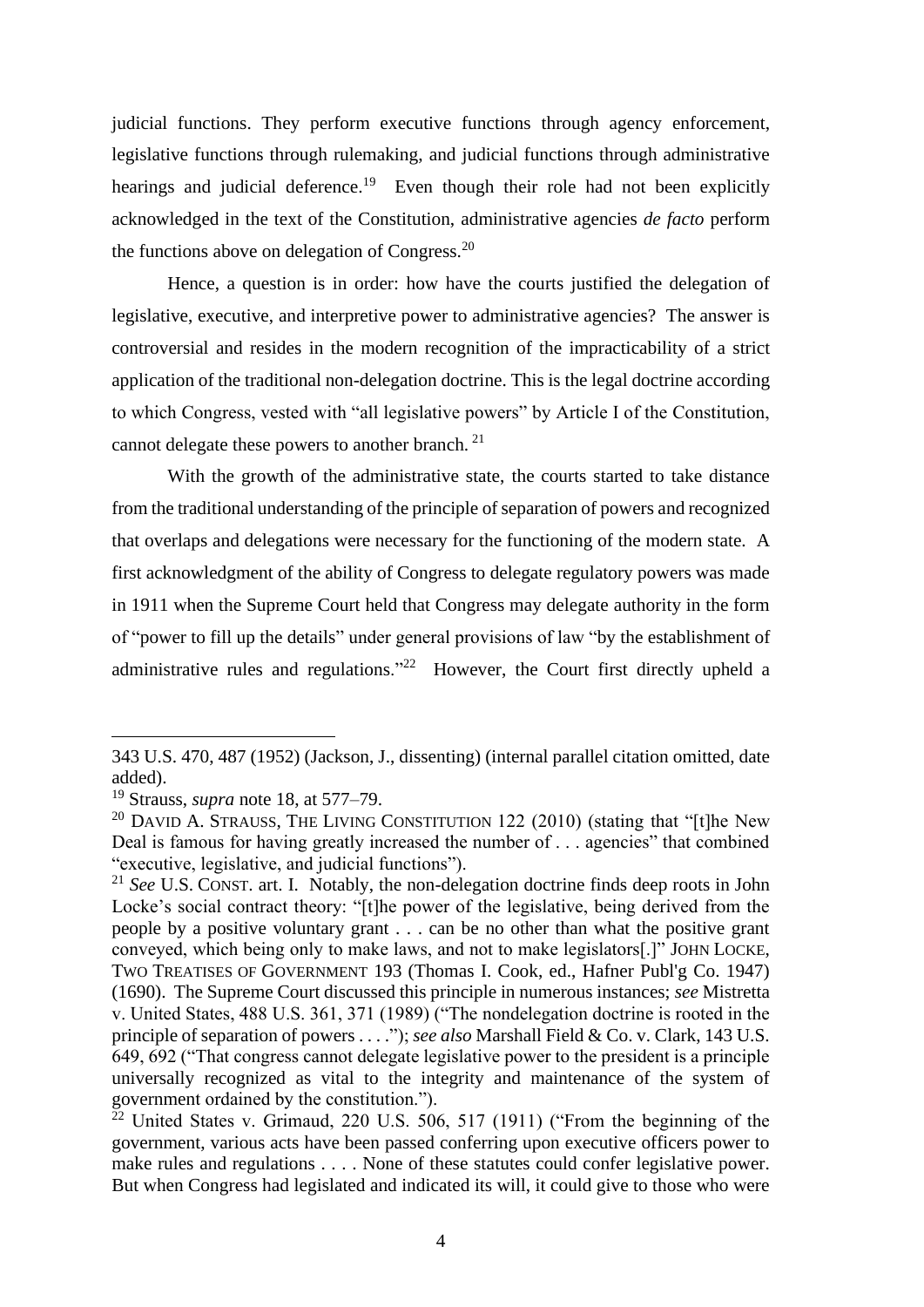judicial functions. They perform executive functions through agency enforcement, legislative functions through rulemaking, and judicial functions through administrative hearings and judicial deference.[19] Even though their role had not been explicitly acknowledged in the text of the Constitution, administrative agencies *de facto* perform the functions above on delegation of Congress.[20]

Hence, a question is in order: how have the courts justified the delegation of legislative, executive, and interpretive power to administrative agencies? The answer is controversial and resides in the modern recognition of the impracticability of a strict application of the traditional non-delegation doctrine. This is the legal doctrine according to which Congress, vested with "all legislative powers" by Article I of the Constitution, cannot delegate these powers to another branch.[21]

With the growth of the administrative state, the courts started to take distance from the traditional understanding of the principle of separation of powers and recognized that overlaps and delegations were necessary for the functioning of the modern state. A first acknowledgment of the ability of Congress to delegate regulatory powers was made in 1911 when the Supreme Court held that Congress may delegate authority in the form of "power to fill up the details" under general provisions of law "by the establishment of administrative rules and regulations."[22] However, the Court first directly upheld a

---

343 U.S. 470, 487 (1952) (Jackson, J., dissenting) (internal parallel citation omitted, date added).

[19] Strauss, *supra* note 18, at 577–79.

[20] DAVID A. STRAUSS, THE LIVING CONSTITUTION 122 (2010) (stating that "[t]he New Deal is famous for having greatly increased the number of . . . agencies" that combined "executive, legislative, and judicial functions").

[21] *See* U.S. CONST. art. I. Notably, the non-delegation doctrine finds deep roots in John Locke's social contract theory: "[t]he power of the legislative, being derived from the people by a positive voluntary grant . . . can be no other than what the positive grant conveyed, which being only to make laws, and not to make legislators[.]" JOHN LOCKE, TWO TREATISES OF GOVERNMENT 193 (Thomas I. Cook, ed., Hafner Publ'g Co. 1947) (1690). The Supreme Court discussed this principle in numerous instances; *see* Mistretta v. United States, 488 U.S. 361, 371 (1989) ("The nondelegation doctrine is rooted in the principle of separation of powers . . . ."); *see also* Marshall Field & Co. v. Clark, 143 U.S. 649, 692 ("That congress cannot delegate legislative power to the president is a principle universally recognized as vital to the integrity and maintenance of the system of government ordained by the constitution.").

[22] United States v. Grimaud, 220 U.S. 506, 517 (1911) ("From the beginning of the government, various acts have been passed conferring upon executive officers power to make rules and regulations . . . . None of these statutes could confer legislative power. But when Congress had legislated and indicated its will, it could give to those who were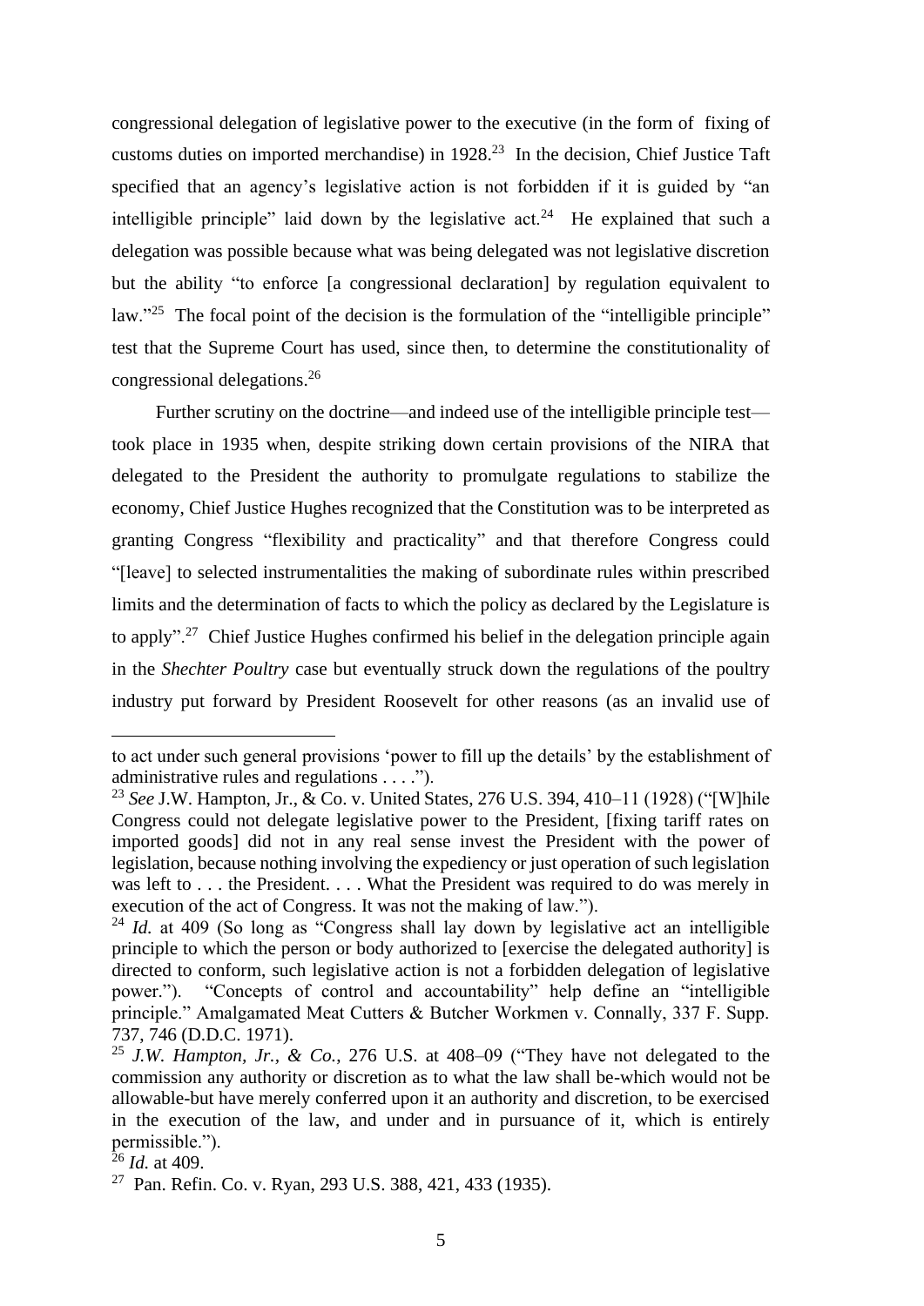congressional delegation of legislative power to the executive (in the form of fixing of customs duties on imported merchandise) in 1928.[23] In the decision, Chief Justice Taft specified that an agency's legislative action is not forbidden if it is guided by "an intelligible principle" laid down by the legislative act.[24] He explained that such a delegation was possible because what was being delegated was not legislative discretion but the ability "to enforce [a congressional declaration] by regulation equivalent to law."[25] The focal point of the decision is the formulation of the "intelligible principle" test that the Supreme Court has used, since then, to determine the constitutionality of congressional delegations.[26]

Further scrutiny on the doctrine—and indeed use of the intelligible principle test—took place in 1935 when, despite striking down certain provisions of the NIRA that delegated to the President the authority to promulgate regulations to stabilize the economy, Chief Justice Hughes recognized that the Constitution was to be interpreted as granting Congress "flexibility and practicality" and that therefore Congress could "[leave] to selected instrumentalities the making of subordinate rules within prescribed limits and the determination of facts to which the policy as declared by the Legislature is to apply".[27] Chief Justice Hughes confirmed his belief in the delegation principle again in the *Shechter Poultry* case but eventually struck down the regulations of the poultry industry put forward by President Roosevelt for other reasons (as an invalid use of

---

to act under such general provisions 'power to fill up the details' by the establishment of administrative rules and regulations . . . .").

[23] *See* J.W. Hampton, Jr., & Co. v. United States, 276 U.S. 394, 410–11 (1928) ("[W]hile Congress could not delegate legislative power to the President, [fixing tariff rates on imported goods] did not in any real sense invest the President with the power of legislation, because nothing involving the expediency or just operation of such legislation was left to . . . the President. . . . What the President was required to do was merely in execution of the act of Congress. It was not the making of law.").

[24] *Id.* at 409 (So long as "Congress shall lay down by legislative act an intelligible principle to which the person or body authorized to [exercise the delegated authority] is directed to conform, such legislative action is not a forbidden delegation of legislative power."). "Concepts of control and accountability" help define an "intelligible principle." Amalgamated Meat Cutters & Butcher Workmen v. Connally, 337 F. Supp. 737, 746 (D.D.C. 1971).

[25] *J.W. Hampton, Jr., & Co.*, 276 U.S. at 408–09 ("They have not delegated to the commission any authority or discretion as to what the law shall be-which would not be allowable-but have merely conferred upon it an authority and discretion, to be exercised in the execution of the law, and under and in pursuance of it, which is entirely permissible.").

[26] *Id.* at 409.

[27] Pan. Refin. Co. v. Ryan, 293 U.S. 388, 421, 433 (1935).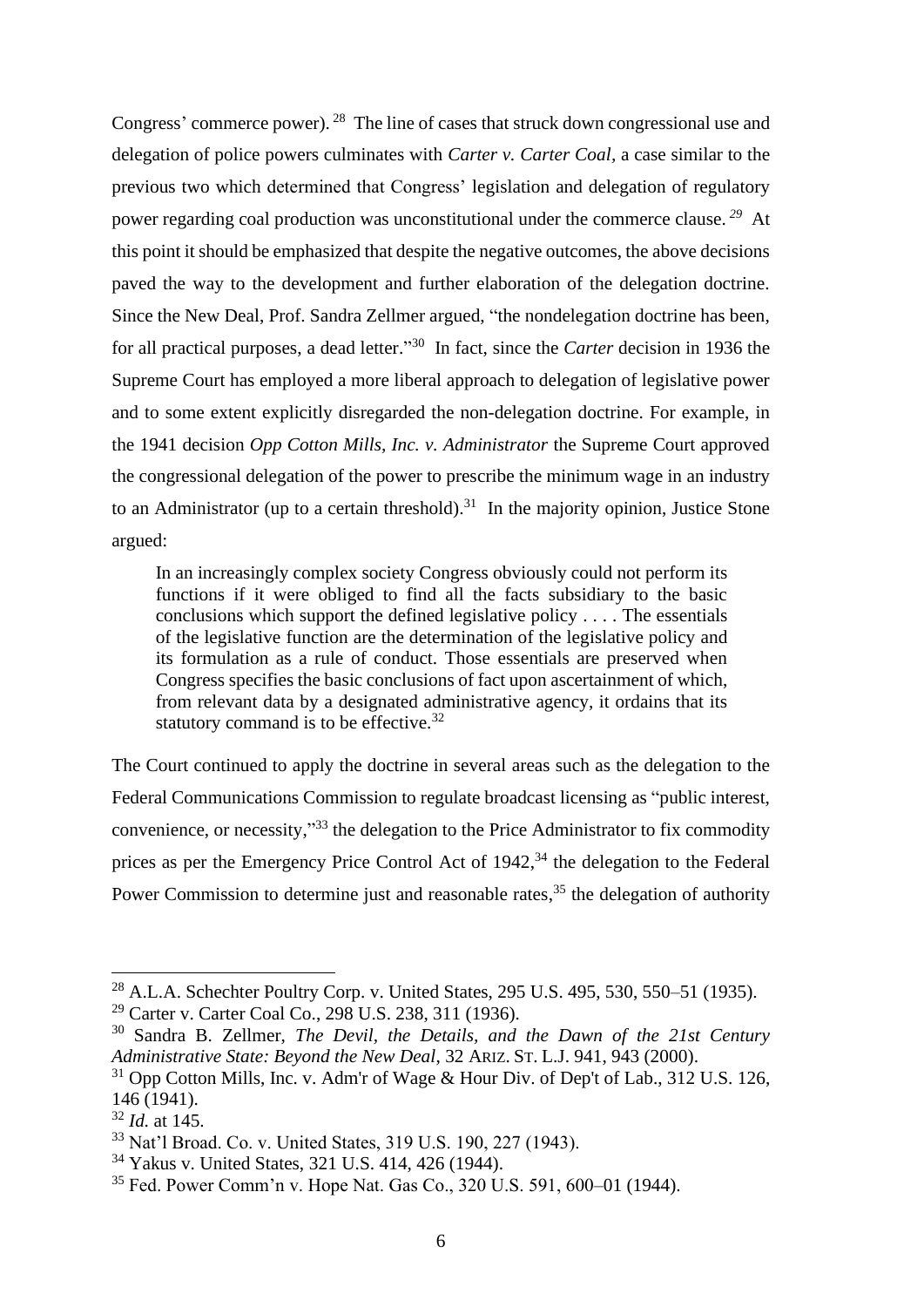Congress' commerce power).[28] The line of cases that struck down congressional use and delegation of police powers culminates with *Carter v. Carter Coal*, a case similar to the previous two which determined that Congress' legislation and delegation of regulatory power regarding coal production was unconstitutional under the commerce clause.[29] At this point it should be emphasized that despite the negative outcomes, the above decisions paved the way to the development and further elaboration of the delegation doctrine. Since the New Deal, Prof. Sandra Zellmer argued, "the nondelegation doctrine has been, for all practical purposes, a dead letter."[30] In fact, since the *Carter* decision in 1936 the Supreme Court has employed a more liberal approach to delegation of legislative power and to some extent explicitly disregarded the non-delegation doctrine. For example, in the 1941 decision *Opp Cotton Mills, Inc. v. Administrator* the Supreme Court approved the congressional delegation of the power to prescribe the minimum wage in an industry to an Administrator (up to a certain threshold).[31] In the majority opinion, Justice Stone argued:

> In an increasingly complex society Congress obviously could not perform its functions if it were obliged to find all the facts subsidiary to the basic conclusions which support the defined legislative policy . . . . The essentials of the legislative function are the determination of the legislative policy and its formulation as a rule of conduct. Those essentials are preserved when Congress specifies the basic conclusions of fact upon ascertainment of which, from relevant data by a designated administrative agency, it ordains that its statutory command is to be effective.[32]

The Court continued to apply the doctrine in several areas such as the delegation to the Federal Communications Commission to regulate broadcast licensing as "public interest, convenience, or necessity,"[33] the delegation to the Price Administrator to fix commodity prices as per the Emergency Price Control Act of 1942,[34] the delegation to the Federal Power Commission to determine just and reasonable rates,[35] the delegation of authority

---

[28] A.L.A. Schechter Poultry Corp. v. United States, 295 U.S. 495, 530, 550–51 (1935).

[29] Carter v. Carter Coal Co., 298 U.S. 238, 311 (1936).

[30] Sandra B. Zellmer, *The Devil, the Details, and the Dawn of the 21st Century Administrative State: Beyond the New Deal*, 32 ARIZ. ST. L.J. 941, 943 (2000).

[31] Opp Cotton Mills, Inc. v. Adm'r of Wage & Hour Div. of Dep't of Lab., 312 U.S. 126, 146 (1941).

[32] *Id.* at 145.

[33] Nat'l Broad. Co. v. United States, 319 U.S. 190, 227 (1943).

[34] Yakus v. United States, 321 U.S. 414, 426 (1944).

[35] Fed. Power Comm'n v. Hope Nat. Gas Co., 320 U.S. 591, 600–01 (1944).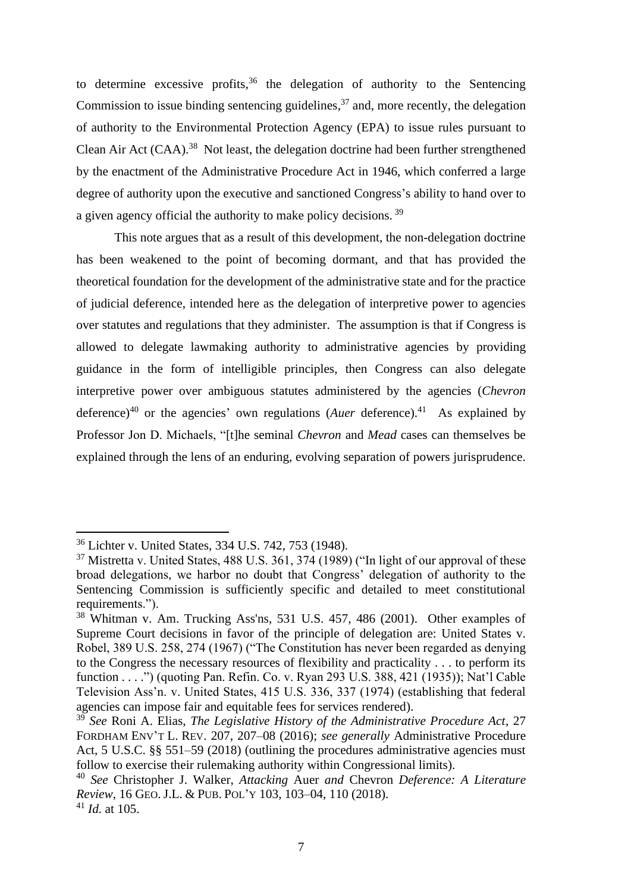to determine excessive profits,[36] the delegation of authority to the Sentencing Commission to issue binding sentencing guidelines,[37] and, more recently, the delegation of authority to the Environmental Protection Agency (EPA) to issue rules pursuant to Clean Air Act (CAA).[38] Not least, the delegation doctrine had been further strengthened by the enactment of the Administrative Procedure Act in 1946, which conferred a large degree of authority upon the executive and sanctioned Congress's ability to hand over to a given agency official the authority to make policy decisions.[39]

This note argues that as a result of this development, the non-delegation doctrine has been weakened to the point of becoming dormant, and that has provided the theoretical foundation for the development of the administrative state and for the practice of judicial deference, intended here as the delegation of interpretive power to agencies over statutes and regulations that they administer. The assumption is that if Congress is allowed to delegate lawmaking authority to administrative agencies by providing guidance in the form of intelligible principles, then Congress can also delegate interpretive power over ambiguous statutes administered by the agencies (*Chevron* deference)[40] or the agencies' own regulations (*Auer* deference).[41] As explained by Professor Jon D. Michaels, "[t]he seminal *Chevron* and *Mead* cases can themselves be explained through the lens of an enduring, evolving separation of powers jurisprudence.

---

[36] Lichter v. United States, 334 U.S. 742, 753 (1948).

[37] Mistretta v. United States, 488 U.S. 361, 374 (1989) ("In light of our approval of these broad delegations, we harbor no doubt that Congress' delegation of authority to the Sentencing Commission is sufficiently specific and detailed to meet constitutional requirements.").

[38] Whitman v. Am. Trucking Ass'ns, 531 U.S. 457, 486 (2001). Other examples of Supreme Court decisions in favor of the principle of delegation are: United States v. Robel, 389 U.S. 258, 274 (1967) ("The Constitution has never been regarded as denying to the Congress the necessary resources of flexibility and practicality . . . to perform its function . . . .") (quoting Pan. Refin. Co. v. Ryan 293 U.S. 388, 421 (1935)); Nat'l Cable Television Ass'n. v. United States, 415 U.S. 336, 337 (1974) (establishing that federal agencies can impose fair and equitable fees for services rendered).

[39] *See* Roni A. Elias, *The Legislative History of the Administrative Procedure Act*, 27 FORDHAM ENV'T L. REV. 207, 207–08 (2016); *see generally* Administrative Procedure Act, 5 U.S.C. §§ 551–59 (2018) (outlining the procedures administrative agencies must follow to exercise their rulemaking authority within Congressional limits).

[40] *See* Christopher J. Walker, *Attacking* Auer *and* Chevron *Deference: A Literature Review*, 16 GEO. J.L. & PUB. POL'Y 103, 103–04, 110 (2018).

[41] *Id.* at 105.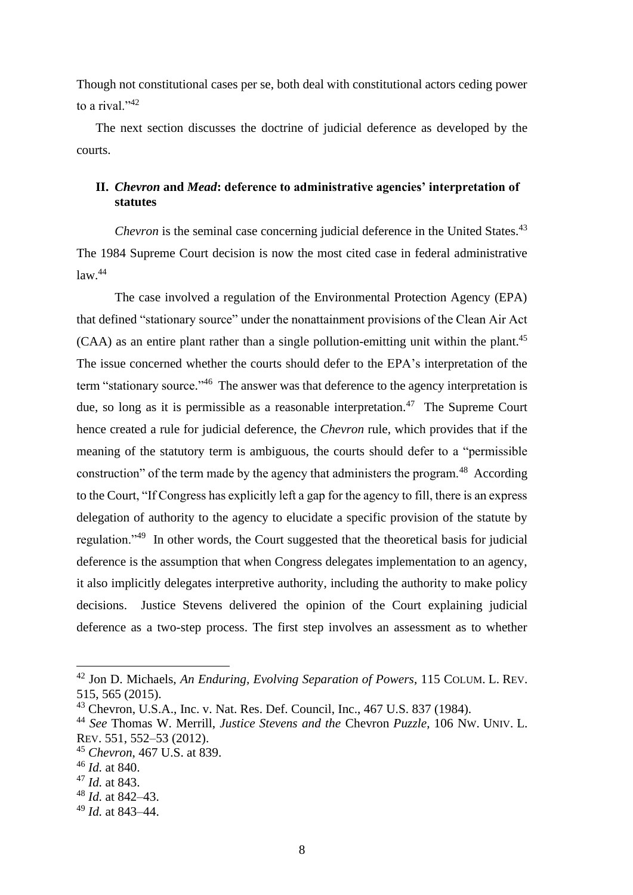Though not constitutional cases per se, both deal with constitutional actors ceding power to a rival."[42]

The next section discusses the doctrine of judicial deference as developed by the courts.

## II. *Chevron* and *Mead*: deference to administrative agencies' interpretation of statutes

*Chevron* is the seminal case concerning judicial deference in the United States.[43] The 1984 Supreme Court decision is now the most cited case in federal administrative law.[44]

The case involved a regulation of the Environmental Protection Agency (EPA) that defined "stationary source" under the nonattainment provisions of the Clean Air Act (CAA) as an entire plant rather than a single pollution-emitting unit within the plant.[45] The issue concerned whether the courts should defer to the EPA's interpretation of the term "stationary source."[46] The answer was that deference to the agency interpretation is due, so long as it is permissible as a reasonable interpretation.[47] The Supreme Court hence created a rule for judicial deference, the *Chevron* rule, which provides that if the meaning of the statutory term is ambiguous, the courts should defer to a "permissible construction" of the term made by the agency that administers the program.[48] According to the Court, "If Congress has explicitly left a gap for the agency to fill, there is an express delegation of authority to the agency to elucidate a specific provision of the statute by regulation."[49] In other words, the Court suggested that the theoretical basis for judicial deference is the assumption that when Congress delegates implementation to an agency, it also implicitly delegates interpretive authority, including the authority to make policy decisions. Justice Stevens delivered the opinion of the Court explaining judicial deference as a two-step process. The first step involves an assessment as to whether

---

[42] Jon D. Michaels, *An Enduring, Evolving Separation of Powers*, 115 COLUM. L. REV. 515, 565 (2015).

[43] Chevron, U.S.A., Inc. v. Nat. Res. Def. Council, Inc., 467 U.S. 837 (1984).

[44] *See* Thomas W. Merrill, *Justice Stevens and the* Chevron *Puzzle*, 106 NW. UNIV. L. REV. 551, 552–53 (2012).

[45] *Chevron*, 467 U.S. at 839.

[46] *Id.* at 840.

[47] *Id.* at 843.

[48] *Id.* at 842–43.

[49] *Id.* at 843–44.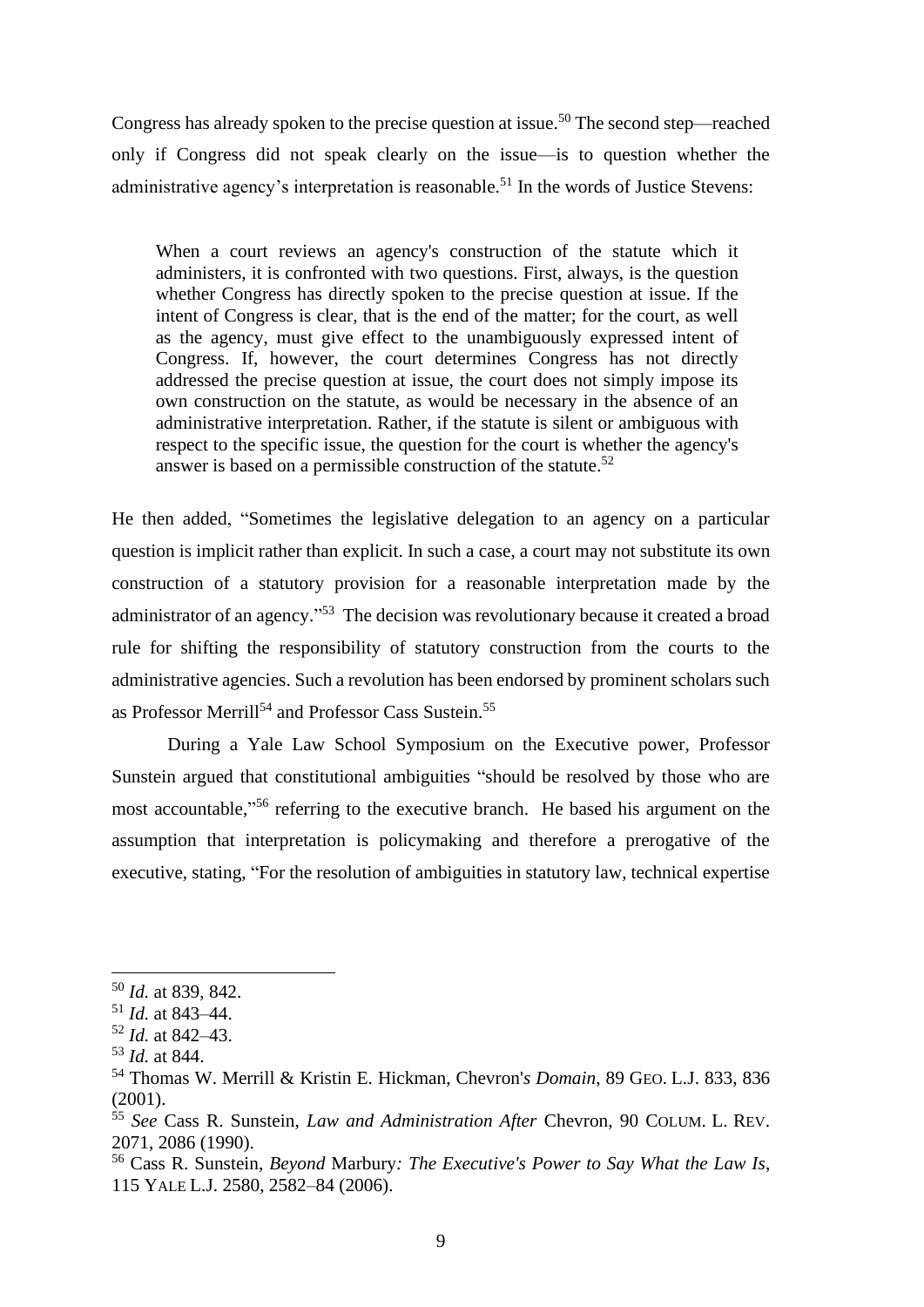Congress has already spoken to the precise question at issue.[50] The second step—reached only if Congress did not speak clearly on the issue—is to question whether the administrative agency's interpretation is reasonable.[51] In the words of Justice Stevens:

> When a court reviews an agency's construction of the statute which it administers, it is confronted with two questions. First, always, is the question whether Congress has directly spoken to the precise question at issue. If the intent of Congress is clear, that is the end of the matter; for the court, as well as the agency, must give effect to the unambiguously expressed intent of Congress. If, however, the court determines Congress has not directly addressed the precise question at issue, the court does not simply impose its own construction on the statute, as would be necessary in the absence of an administrative interpretation. Rather, if the statute is silent or ambiguous with respect to the specific issue, the question for the court is whether the agency's answer is based on a permissible construction of the statute.[52]

He then added, "Sometimes the legislative delegation to an agency on a particular question is implicit rather than explicit. In such a case, a court may not substitute its own construction of a statutory provision for a reasonable interpretation made by the administrator of an agency."[53] The decision was revolutionary because it created a broad rule for shifting the responsibility of statutory construction from the courts to the administrative agencies. Such a revolution has been endorsed by prominent scholars such as Professor Merrill[54] and Professor Cass Sustein.[55]

During a Yale Law School Symposium on the Executive power, Professor Sunstein argued that constitutional ambiguities "should be resolved by those who are most accountable,"[56] referring to the executive branch. He based his argument on the assumption that interpretation is policymaking and therefore a prerogative of the executive, stating, "For the resolution of ambiguities in statutory law, technical expertise

---

[50] *Id.* at 839, 842.

[51] *Id.* at 843–44.

[52] *Id.* at 842–43.

[53] *Id.* at 844.

[54] Thomas W. Merrill & Kristin E. Hickman, Chevron'*s Domain*, 89 GEO. L.J. 833, 836 (2001).

[55] *See* Cass R. Sunstein, *Law and Administration After* Chevron, 90 COLUM. L. REV. 2071, 2086 (1990).

[56] Cass R. Sunstein, *Beyond* Marbury*: The Executive's Power to Say What the Law Is*, 115 YALE L.J. 2580, 2582–84 (2006).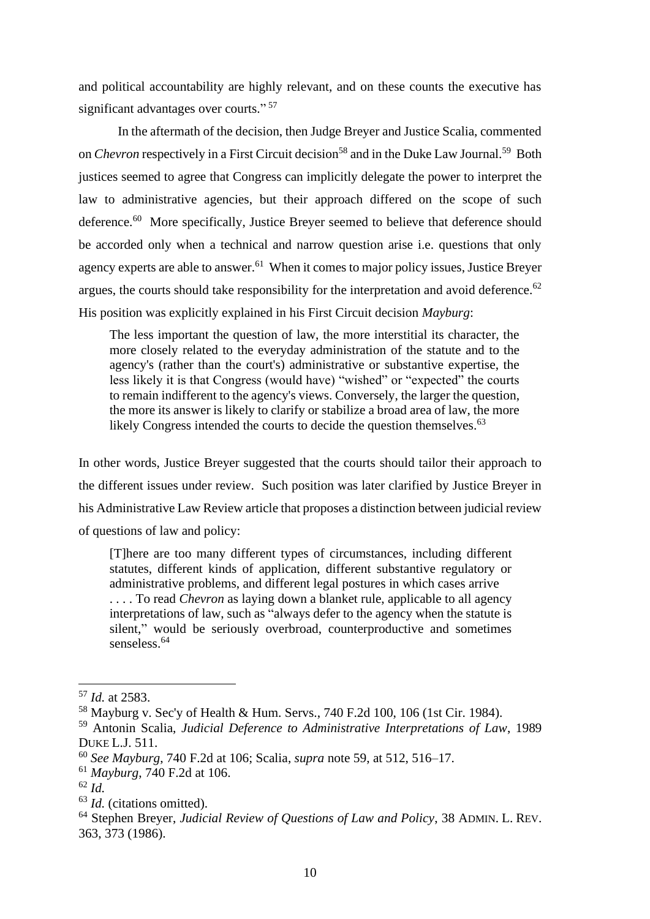and political accountability are highly relevant, and on these counts the executive has significant advantages over courts." [57]

In the aftermath of the decision, then Judge Breyer and Justice Scalia, commented on *Chevron* respectively in a First Circuit decision[58] and in the Duke Law Journal.[59] Both justices seemed to agree that Congress can implicitly delegate the power to interpret the law to administrative agencies, but their approach differed on the scope of such deference.[60] More specifically, Justice Breyer seemed to believe that deference should be accorded only when a technical and narrow question arise i.e. questions that only agency experts are able to answer.[61] When it comes to major policy issues, Justice Breyer argues, the courts should take responsibility for the interpretation and avoid deference.[62] His position was explicitly explained in his First Circuit decision *Mayburg*:

> The less important the question of law, the more interstitial its character, the more closely related to the everyday administration of the statute and to the agency's (rather than the court's) administrative or substantive expertise, the less likely it is that Congress (would have) "wished" or "expected" the courts to remain indifferent to the agency's views. Conversely, the larger the question, the more its answer is likely to clarify or stabilize a broad area of law, the more likely Congress intended the courts to decide the question themselves.[63]

In other words, Justice Breyer suggested that the courts should tailor their approach to the different issues under review. Such position was later clarified by Justice Breyer in his Administrative Law Review article that proposes a distinction between judicial review of questions of law and policy:

> [T]here are too many different types of circumstances, including different statutes, different kinds of application, different substantive regulatory or administrative problems, and different legal postures in which cases arrive . . . . To read *Chevron* as laying down a blanket rule, applicable to all agency interpretations of law, such as "always defer to the agency when the statute is silent," would be seriously overbroad, counterproductive and sometimes senseless.[64]

---

[57] *Id.* at 2583.

[58] Mayburg v. Sec'y of Health & Hum. Servs., 740 F.2d 100, 106 (1st Cir. 1984).

[59] Antonin Scalia, *Judicial Deference to Administrative Interpretations of Law*, 1989 DUKE L.J. 511.

[60] *See Mayburg*, 740 F.2d at 106; Scalia, *supra* note 59, at 512, 516–17.

[61] *Mayburg*, 740 F.2d at 106.

[62] *Id.*

[63] *Id.* (citations omitted).

[64] Stephen Breyer, *Judicial Review of Questions of Law and Policy*, 38 ADMIN. L. REV. 363, 373 (1986).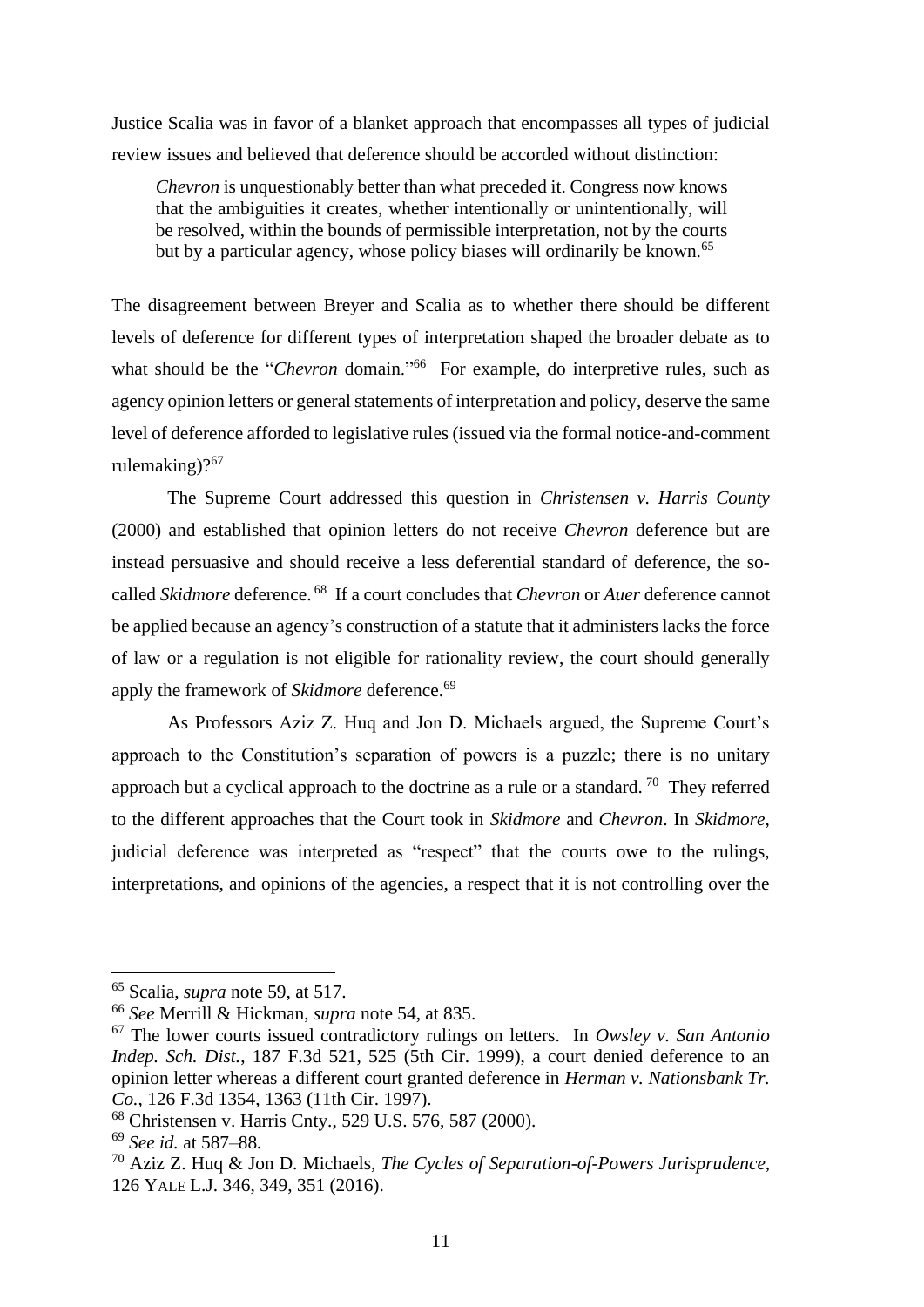Justice Scalia was in favor of a blanket approach that encompasses all types of judicial review issues and believed that deference should be accorded without distinction:

> *Chevron* is unquestionably better than what preceded it. Congress now knows that the ambiguities it creates, whether intentionally or unintentionally, will be resolved, within the bounds of permissible interpretation, not by the courts but by a particular agency, whose policy biases will ordinarily be known.[65]

The disagreement between Breyer and Scalia as to whether there should be different levels of deference for different types of interpretation shaped the broader debate as to what should be the "*Chevron* domain."[66] For example, do interpretive rules, such as agency opinion letters or general statements of interpretation and policy, deserve the same level of deference afforded to legislative rules (issued via the formal notice-and-comment rulemaking)?[67]

The Supreme Court addressed this question in *Christensen v. Harris County* (2000) and established that opinion letters do not receive *Chevron* deference but are instead persuasive and should receive a less deferential standard of deference, the so-called *Skidmore* deference.[68] If a court concludes that *Chevron* or *Auer* deference cannot be applied because an agency's construction of a statute that it administers lacks the force of law or a regulation is not eligible for rationality review, the court should generally apply the framework of *Skidmore* deference.[69]

As Professors Aziz Z. Huq and Jon D. Michaels argued, the Supreme Court's approach to the Constitution's separation of powers is a puzzle; there is no unitary approach but a cyclical approach to the doctrine as a rule or a standard.[70] They referred to the different approaches that the Court took in *Skidmore* and *Chevron*. In *Skidmore*, judicial deference was interpreted as "respect" that the courts owe to the rulings, interpretations, and opinions of the agencies, a respect that it is not controlling over the

---

[65] Scalia, *supra* note 59, at 517.

[66] *See* Merrill & Hickman, *supra* note 54, at 835.

[67] The lower courts issued contradictory rulings on letters. In *Owsley v. San Antonio Indep. Sch. Dist.*, 187 F.3d 521, 525 (5th Cir. 1999), a court denied deference to an opinion letter whereas a different court granted deference in *Herman v. Nationsbank Tr. Co.*, 126 F.3d 1354, 1363 (11th Cir. 1997).

[68] Christensen v. Harris Cnty., 529 U.S. 576, 587 (2000).

[69] *See id.* at 587–88.

[70] Aziz Z. Huq & Jon D. Michaels, *The Cycles of Separation-of-Powers Jurisprudence*, 126 YALE L.J. 346, 349, 351 (2016).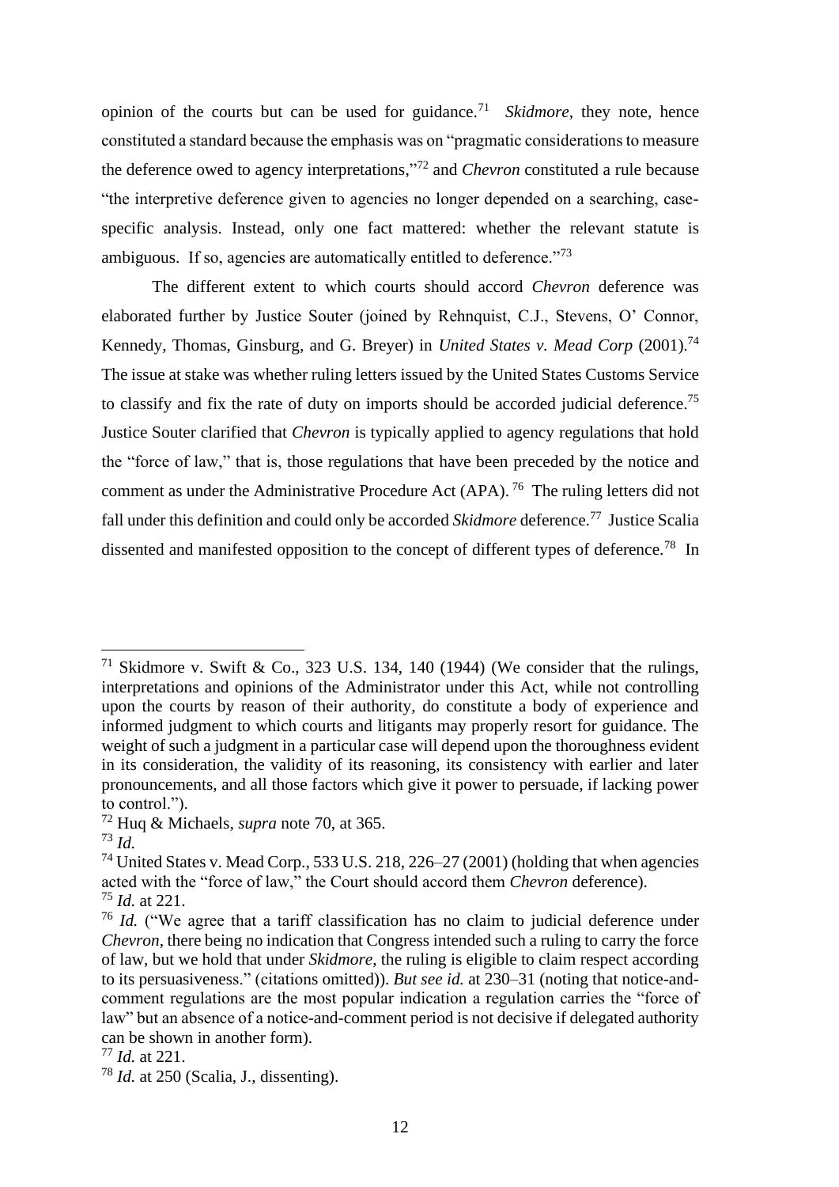opinion of the courts but can be used for guidance.[71] *Skidmore,* they note, hence constituted a standard because the emphasis was on "pragmatic considerations to measure the deference owed to agency interpretations,"[72] and *Chevron* constituted a rule because "the interpretive deference given to agencies no longer depended on a searching, case-specific analysis. Instead, only one fact mattered: whether the relevant statute is ambiguous. If so, agencies are automatically entitled to deference."[73]

The different extent to which courts should accord *Chevron* deference was elaborated further by Justice Souter (joined by Rehnquist, C.J., Stevens, O' Connor, Kennedy, Thomas, Ginsburg, and G. Breyer) in *United States v. Mead Corp* (2001).[74] The issue at stake was whether ruling letters issued by the United States Customs Service to classify and fix the rate of duty on imports should be accorded judicial deference.[75] Justice Souter clarified that *Chevron* is typically applied to agency regulations that hold the "force of law," that is, those regulations that have been preceded by the notice and comment as under the Administrative Procedure Act (APA).[76] The ruling letters did not fall under this definition and could only be accorded *Skidmore* deference.[77] Justice Scalia dissented and manifested opposition to the concept of different types of deference.[78] In

---

[71] Skidmore v. Swift & Co., 323 U.S. 134, 140 (1944) (We consider that the rulings, interpretations and opinions of the Administrator under this Act, while not controlling upon the courts by reason of their authority, do constitute a body of experience and informed judgment to which courts and litigants may properly resort for guidance. The weight of such a judgment in a particular case will depend upon the thoroughness evident in its consideration, the validity of its reasoning, its consistency with earlier and later pronouncements, and all those factors which give it power to persuade, if lacking power to control.").

[72] Huq & Michaels, *supra* note 70, at 365.

[73] *Id.*

[74] United States v. Mead Corp., 533 U.S. 218, 226–27 (2001) (holding that when agencies acted with the "force of law," the Court should accord them *Chevron* deference).

[75] *Id.* at 221.

[76] *Id.* ("We agree that a tariff classification has no claim to judicial deference under *Chevron*, there being no indication that Congress intended such a ruling to carry the force of law, but we hold that under *Skidmore*, the ruling is eligible to claim respect according to its persuasiveness." (citations omitted)). *But see id.* at 230–31 (noting that notice-and-comment regulations are the most popular indication a regulation carries the "force of law" but an absence of a notice-and-comment period is not decisive if delegated authority can be shown in another form).

[77] *Id.* at 221.

[78] *Id.* at 250 (Scalia, J., dissenting).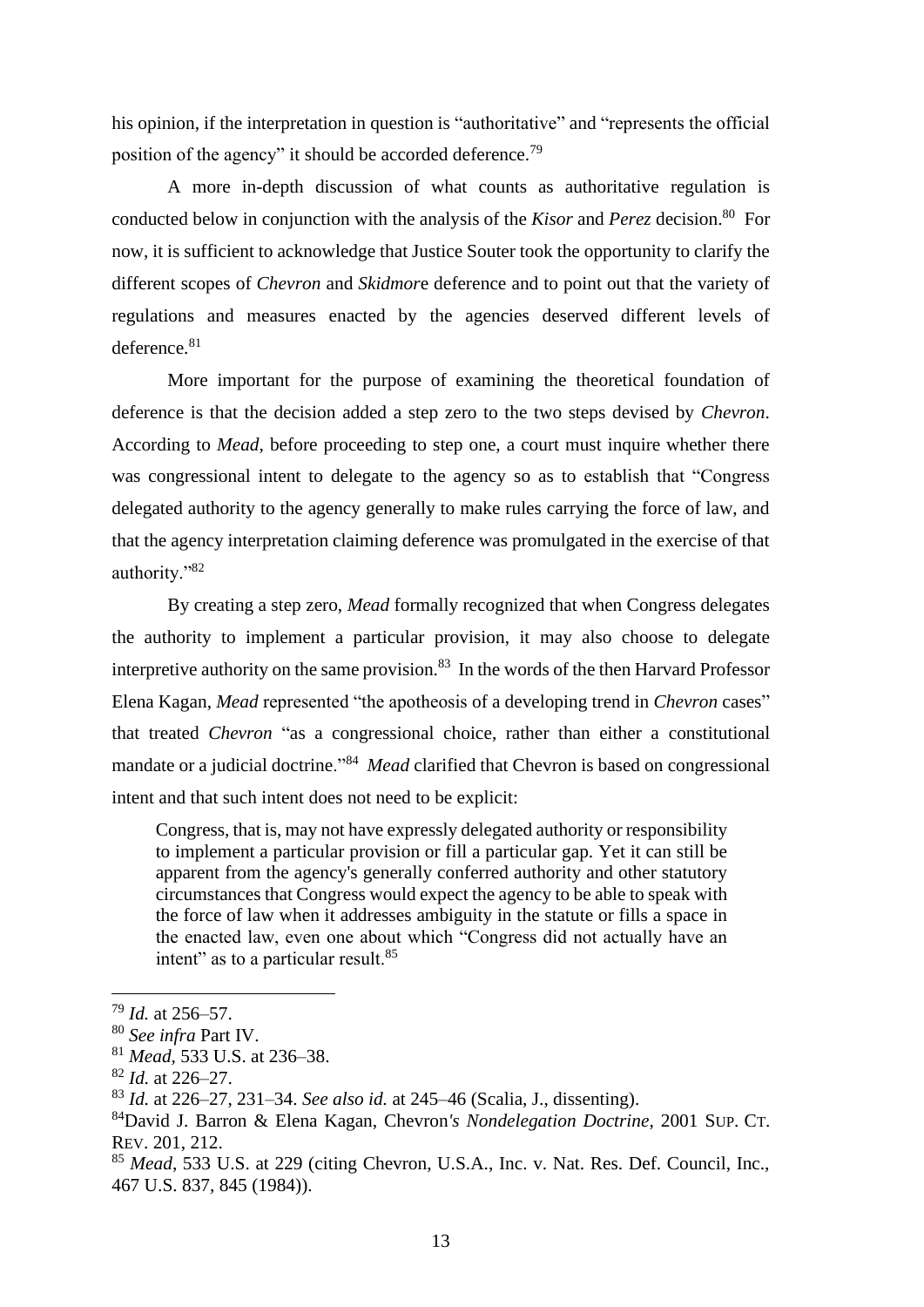his opinion, if the interpretation in question is "authoritative" and "represents the official position of the agency" it should be accorded deference.[79]

A more in-depth discussion of what counts as authoritative regulation is conducted below in conjunction with the analysis of the *Kisor* and *Perez* decision.[80] For now, it is sufficient to acknowledge that Justice Souter took the opportunity to clarify the different scopes of *Chevron* and *Skidmor*e deference and to point out that the variety of regulations and measures enacted by the agencies deserved different levels of deference.[81]

More important for the purpose of examining the theoretical foundation of deference is that the decision added a step zero to the two steps devised by *Chevron*. According to *Mead,* before proceeding to step one, a court must inquire whether there was congressional intent to delegate to the agency so as to establish that "Congress delegated authority to the agency generally to make rules carrying the force of law, and that the agency interpretation claiming deference was promulgated in the exercise of that authority."[82]

By creating a step zero, *Mead* formally recognized that when Congress delegates the authority to implement a particular provision, it may also choose to delegate interpretive authority on the same provision.[83] In the words of the then Harvard Professor Elena Kagan, *Mead* represented "the apotheosis of a developing trend in *Chevron* cases" that treated *Chevron* "as a congressional choice, rather than either a constitutional mandate or a judicial doctrine."[84] *Mead* clarified that Chevron is based on congressional intent and that such intent does not need to be explicit:

> Congress, that is, may not have expressly delegated authority or responsibility to implement a particular provision or fill a particular gap. Yet it can still be apparent from the agency's generally conferred authority and other statutory circumstances that Congress would expect the agency to be able to speak with the force of law when it addresses ambiguity in the statute or fills a space in the enacted law, even one about which "Congress did not actually have an intent" as to a particular result.[85]

---

[79] *Id.* at 256–57.
[80] *See infra* Part IV.
[81] *Mead*, 533 U.S. at 236–38.
[82] *Id.* at 226–27.
[83] *Id.* at 226–27, 231–34. *See also id.* at 245–46 (Scalia, J., dissenting).
[84] David J. Barron & Elena Kagan, Chevron*'s Nondelegation Doctrine*, 2001 SUP. CT. REV. 201, 212.
[85] *Mead*, 533 U.S. at 229 (citing Chevron, U.S.A., Inc. v. Nat. Res. Def. Council, Inc., 467 U.S. 837, 845 (1984)).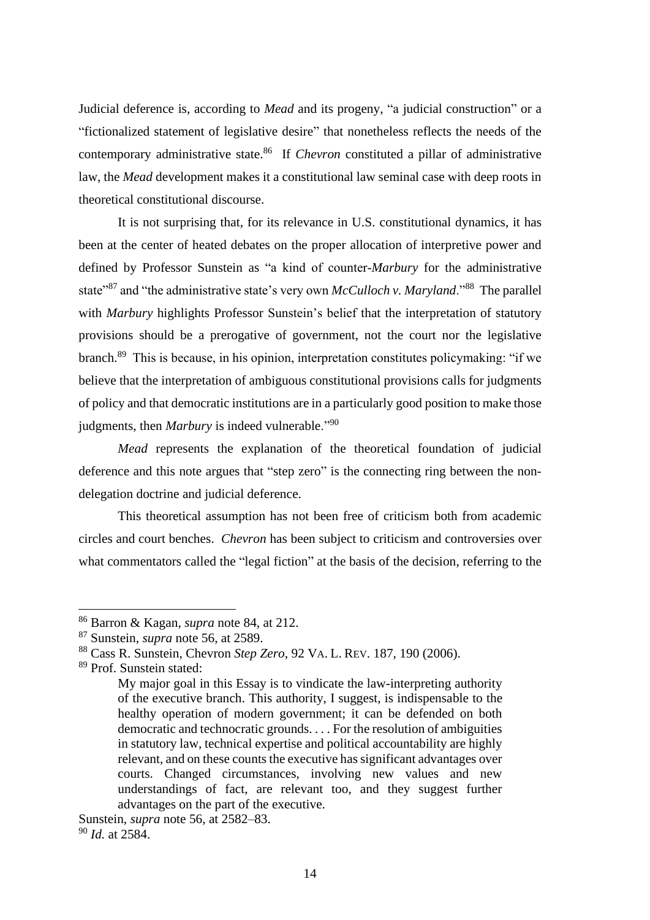Judicial deference is, according to *Mead* and its progeny, "a judicial construction" or a "fictionalized statement of legislative desire" that nonetheless reflects the needs of the contemporary administrative state.[86] If *Chevron* constituted a pillar of administrative law, the *Mead* development makes it a constitutional law seminal case with deep roots in theoretical constitutional discourse.

It is not surprising that, for its relevance in U.S. constitutional dynamics, it has been at the center of heated debates on the proper allocation of interpretive power and defined by Professor Sunstein as "a kind of counter-*Marbury* for the administrative state"[87] and "the administrative state's very own *McCulloch v. Maryland*."[88] The parallel with *Marbury* highlights Professor Sunstein's belief that the interpretation of statutory provisions should be a prerogative of government, not the court nor the legislative branch.[89] This is because, in his opinion, interpretation constitutes policymaking: "if we believe that the interpretation of ambiguous constitutional provisions calls for judgments of policy and that democratic institutions are in a particularly good position to make those judgments, then *Marbury* is indeed vulnerable."[90]

*Mead* represents the explanation of the theoretical foundation of judicial deference and this note argues that "step zero" is the connecting ring between the non-delegation doctrine and judicial deference.

This theoretical assumption has not been free of criticism both from academic circles and court benches. *Chevron* has been subject to criticism and controversies over what commentators called the "legal fiction" at the basis of the decision, referring to the

---

[86] Barron & Kagan, *supra* note 84, at 212.

[87] Sunstein, *supra* note 56, at 2589.

[88] Cass R. Sunstein, Chevron *Step Zero*, 92 VA. L. REV. 187, 190 (2006).

[89] Prof. Sunstein stated:

> My major goal in this Essay is to vindicate the law-interpreting authority of the executive branch. This authority, I suggest, is indispensable to the healthy operation of modern government; it can be defended on both democratic and technocratic grounds. . . . For the resolution of ambiguities in statutory law, technical expertise and political accountability are highly relevant, and on these counts the executive has significant advantages over courts. Changed circumstances, involving new values and new understandings of fact, are relevant too, and they suggest further advantages on the part of the executive.

Sunstein, *supra* note 56, at 2582–83.

[90] *Id.* at 2584.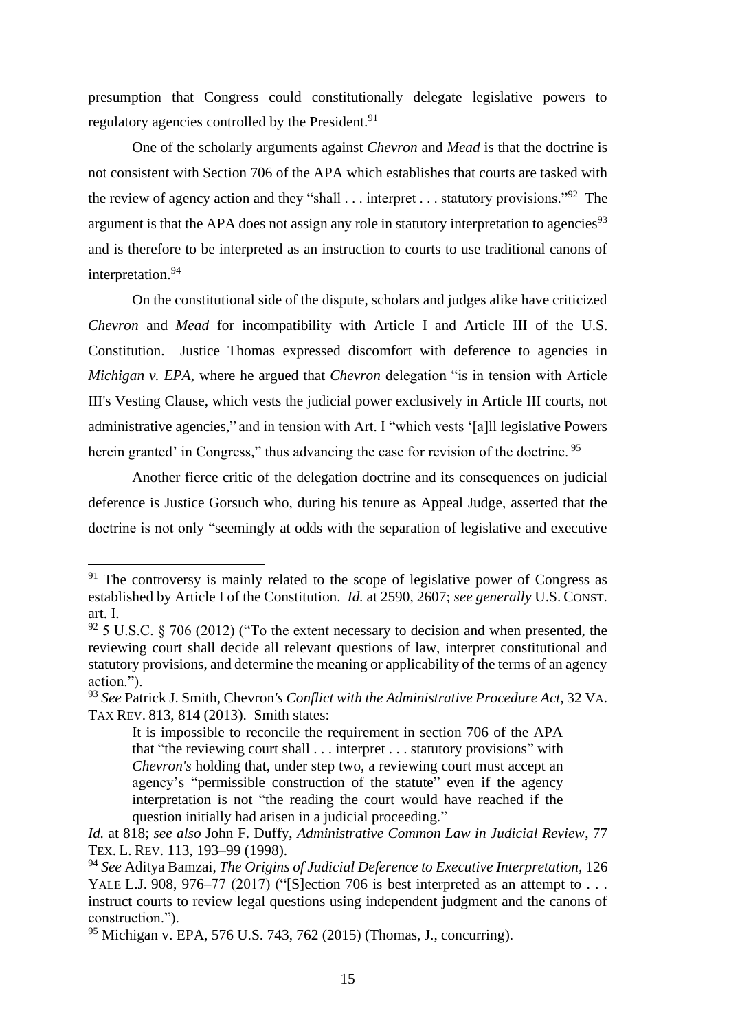presumption that Congress could constitutionally delegate legislative powers to regulatory agencies controlled by the President.[91]

One of the scholarly arguments against *Chevron* and *Mead* is that the doctrine is not consistent with Section 706 of the APA which establishes that courts are tasked with the review of agency action and they "shall . . . interpret . . . statutory provisions."[92] The argument is that the APA does not assign any role in statutory interpretation to agencies[93] and is therefore to be interpreted as an instruction to courts to use traditional canons of interpretation.[94]

On the constitutional side of the dispute, scholars and judges alike have criticized *Chevron* and *Mead* for incompatibility with Article I and Article III of the U.S. Constitution. Justice Thomas expressed discomfort with deference to agencies in *Michigan v. EPA*, where he argued that *Chevron* delegation "is in tension with Article III's Vesting Clause, which vests the judicial power exclusively in Article III courts, not administrative agencies," and in tension with Art. I "which vests '[a]ll legislative Powers herein granted' in Congress," thus advancing the case for revision of the doctrine.[95]

Another fierce critic of the delegation doctrine and its consequences on judicial deference is Justice Gorsuch who, during his tenure as Appeal Judge, asserted that the doctrine is not only "seemingly at odds with the separation of legislative and executive

---

[91] The controversy is mainly related to the scope of legislative power of Congress as established by Article I of the Constitution. *Id.* at 2590, 2607; *see generally* U.S. CONST. art. I.

[92] 5 U.S.C. § 706 (2012) ("To the extent necessary to decision and when presented, the reviewing court shall decide all relevant questions of law, interpret constitutional and statutory provisions, and determine the meaning or applicability of the terms of an agency action.").

[93] *See* Patrick J. Smith, Chevron*'s Conflict with the Administrative Procedure Act*, 32 VA. TAX REV. 813, 814 (2013). Smith states:

> It is impossible to reconcile the requirement in section 706 of the APA that "the reviewing court shall . . . interpret . . . statutory provisions" with *Chevron's* holding that, under step two, a reviewing court must accept an agency's "permissible construction of the statute" even if the agency interpretation is not "the reading the court would have reached if the question initially had arisen in a judicial proceeding."

*Id.* at 818; *see also* John F. Duffy, *Administrative Common Law in Judicial Review*, 77 TEX. L. REV. 113, 193–99 (1998).

[94] *See* Aditya Bamzai, *The Origins of Judicial Deference to Executive Interpretation*, 126 YALE L.J. 908, 976–77 (2017) ("[S]ection 706 is best interpreted as an attempt to . . . instruct courts to review legal questions using independent judgment and the canons of construction.").

[95] Michigan v. EPA, 576 U.S. 743, 762 (2015) (Thomas, J., concurring).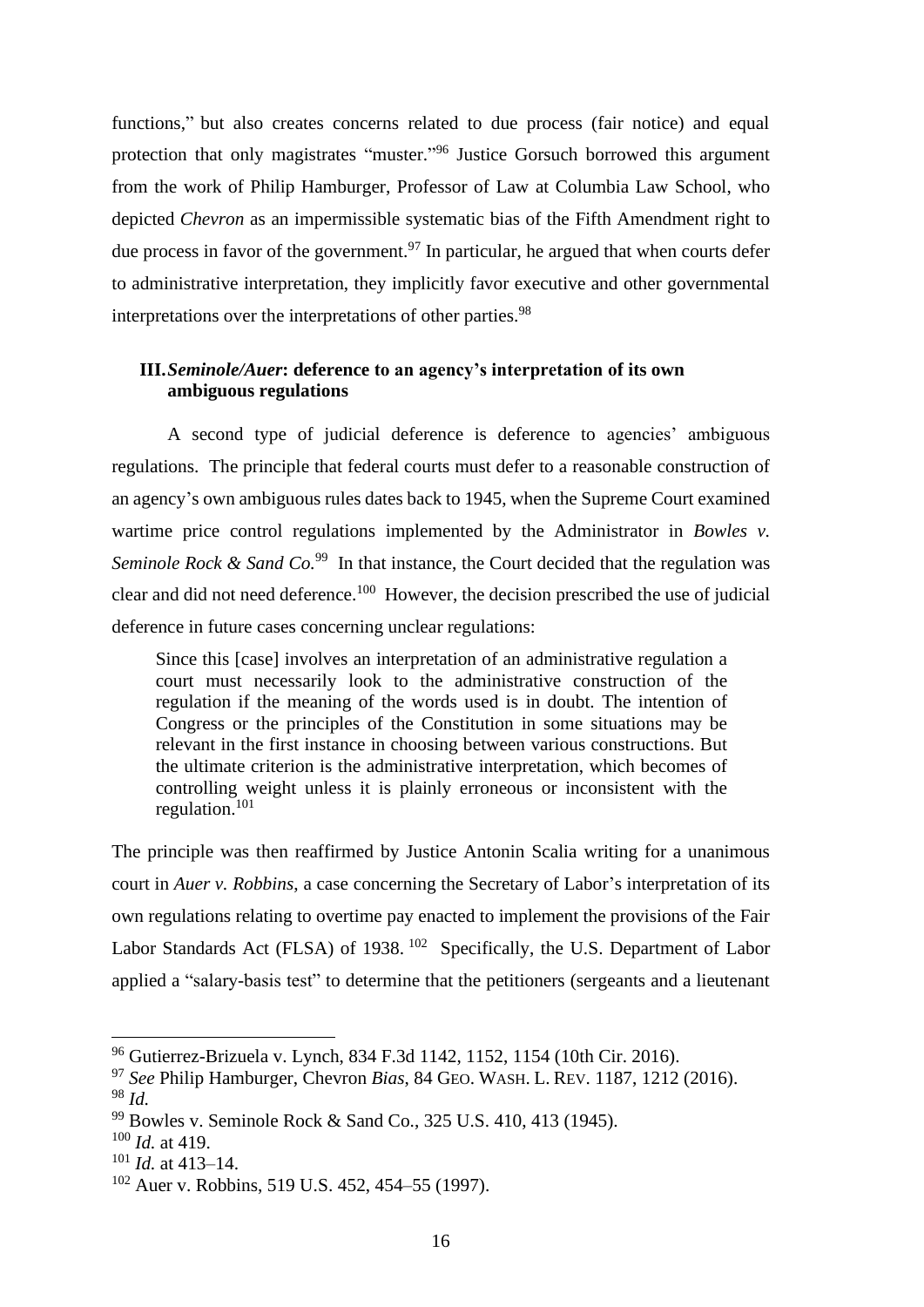functions," but also creates concerns related to due process (fair notice) and equal protection that only magistrates "muster."[96] Justice Gorsuch borrowed this argument from the work of Philip Hamburger, Professor of Law at Columbia Law School, who depicted *Chevron* as an impermissible systematic bias of the Fifth Amendment right to due process in favor of the government.[97] In particular, he argued that when courts defer to administrative interpretation, they implicitly favor executive and other governmental interpretations over the interpretations of other parties.[98]

### III. *Seminole/Auer*: deference to an agency's interpretation of its own ambiguous regulations

A second type of judicial deference is deference to agencies' ambiguous regulations. The principle that federal courts must defer to a reasonable construction of an agency's own ambiguous rules dates back to 1945, when the Supreme Court examined wartime price control regulations implemented by the Administrator in *Bowles v. Seminole Rock & Sand Co.*[99] In that instance, the Court decided that the regulation was clear and did not need deference.[100] However, the decision prescribed the use of judicial deference in future cases concerning unclear regulations:

> Since this [case] involves an interpretation of an administrative regulation a court must necessarily look to the administrative construction of the regulation if the meaning of the words used is in doubt. The intention of Congress or the principles of the Constitution in some situations may be relevant in the first instance in choosing between various constructions. But the ultimate criterion is the administrative interpretation, which becomes of controlling weight unless it is plainly erroneous or inconsistent with the regulation.[101]

The principle was then reaffirmed by Justice Antonin Scalia writing for a unanimous court in *Auer v. Robbins*, a case concerning the Secretary of Labor's interpretation of its own regulations relating to overtime pay enacted to implement the provisions of the Fair Labor Standards Act (FLSA) of 1938.[102] Specifically, the U.S. Department of Labor applied a "salary-basis test" to determine that the petitioners (sergeants and a lieutenant

---

[96] Gutierrez-Brizuela v. Lynch, 834 F.3d 1142, 1152, 1154 (10th Cir. 2016).

[97] *See* Philip Hamburger, Chevron *Bias*, 84 GEO. WASH. L. REV. 1187, 1212 (2016).

[98] *Id.*

[99] Bowles v. Seminole Rock & Sand Co., 325 U.S. 410, 413 (1945).

[100] *Id.* at 419.

[101] *Id.* at 413–14.

[102] Auer v. Robbins, 519 U.S. 452, 454–55 (1997).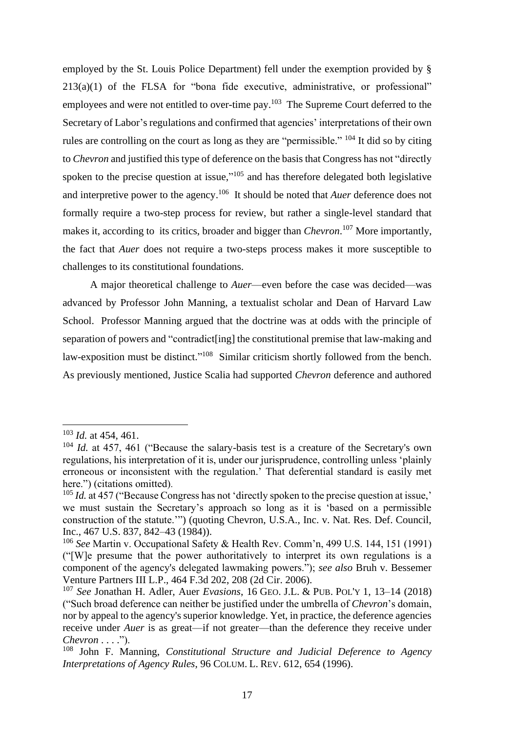employed by the St. Louis Police Department) fell under the exemption provided by § 213(a)(1) of the FLSA for "bona fide executive, administrative, or professional" employees and were not entitled to over-time pay.[103] The Supreme Court deferred to the Secretary of Labor's regulations and confirmed that agencies' interpretations of their own rules are controlling on the court as long as they are "permissible." [104] It did so by citing to *Chevron* and justified this type of deference on the basis that Congress has not "directly spoken to the precise question at issue,"[105] and has therefore delegated both legislative and interpretive power to the agency.[106] It should be noted that *Auer* deference does not formally require a two-step process for review, but rather a single-level standard that makes it, according to its critics, broader and bigger than *Chevron*.[107] More importantly, the fact that *Auer* does not require a two-steps process makes it more susceptible to challenges to its constitutional foundations.

A major theoretical challenge to *Auer*—even before the case was decided—was advanced by Professor John Manning, a textualist scholar and Dean of Harvard Law School. Professor Manning argued that the doctrine was at odds with the principle of separation of powers and "contradict[ing] the constitutional premise that law-making and law-exposition must be distinct."[108] Similar criticism shortly followed from the bench. As previously mentioned, Justice Scalia had supported *Chevron* deference and authored

---

[103] *Id.* at 454, 461.

[104] *Id.* at 457, 461 ("Because the salary-basis test is a creature of the Secretary's own regulations, his interpretation of it is, under our jurisprudence, controlling unless 'plainly erroneous or inconsistent with the regulation.' That deferential standard is easily met here.") (citations omitted).

[105] *Id.* at 457 ("Because Congress has not 'directly spoken to the precise question at issue,' we must sustain the Secretary's approach so long as it is 'based on a permissible construction of the statute.'") (quoting Chevron, U.S.A., Inc. v. Nat. Res. Def. Council, Inc., 467 U.S. 837, 842–43 (1984)).

[106] *See* Martin v. Occupational Safety & Health Rev. Comm'n, 499 U.S. 144, 151 (1991) ("[W]e presume that the power authoritatively to interpret its own regulations is a component of the agency's delegated lawmaking powers."); *see also* Bruh v. Bessemer Venture Partners III L.P., 464 F.3d 202, 208 (2d Cir. 2006).

[107] *See* Jonathan H. Adler, Auer *Evasions*, 16 GEO. J.L. & PUB. POL'Y 1, 13–14 (2018) ("Such broad deference can neither be justified under the umbrella of *Chevron*'s domain, nor by appeal to the agency's superior knowledge. Yet, in practice, the deference agencies receive under *Auer* is as great—if not greater—than the deference they receive under *Chevron* . . . .").

[108] John F. Manning, *Constitutional Structure and Judicial Deference to Agency Interpretations of Agency Rules*, 96 COLUM. L. REV. 612, 654 (1996).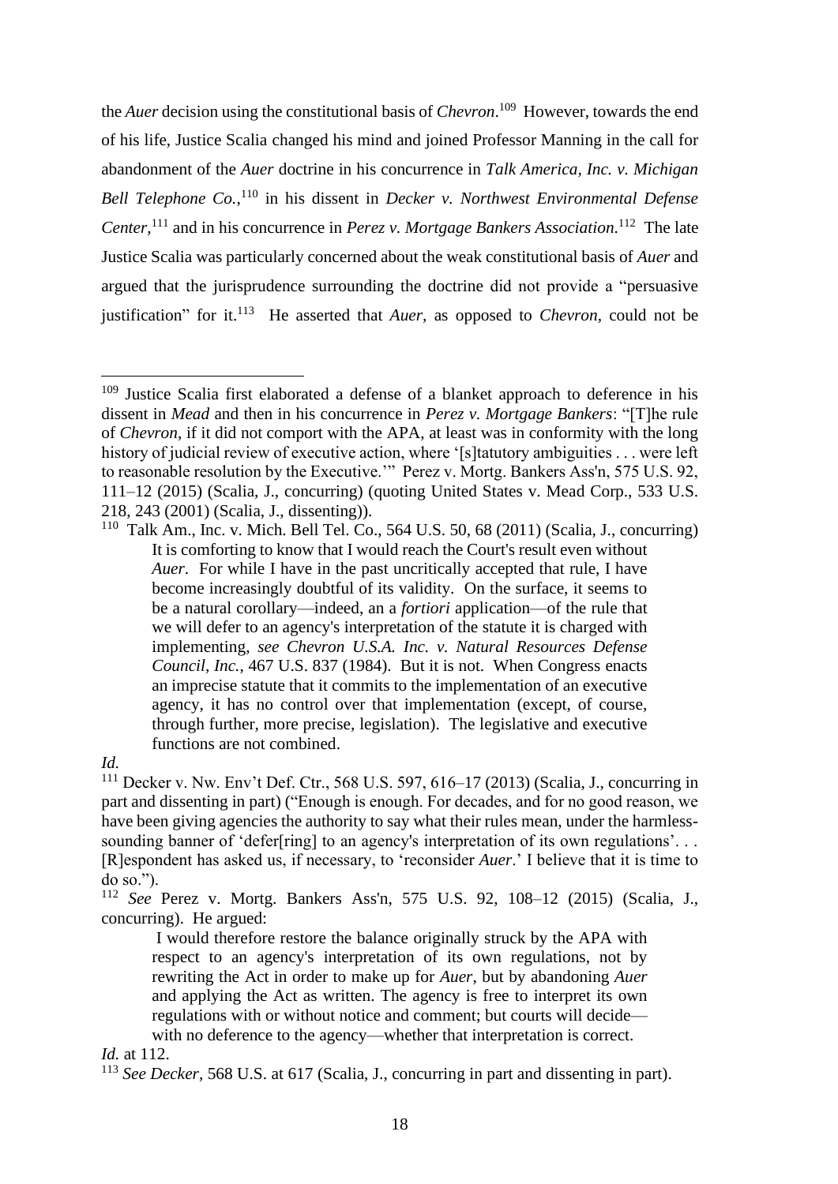the *Auer* decision using the constitutional basis of *Chevron*.[109] However, towards the end of his life, Justice Scalia changed his mind and joined Professor Manning in the call for abandonment of the *Auer* doctrine in his concurrence in *Talk America, Inc. v. Michigan Bell Telephone Co.*,[110] in his dissent in *Decker v. Northwest Environmental Defense Center*,[111] and in his concurrence in *Perez v. Mortgage Bankers Association*.[112] The late Justice Scalia was particularly concerned about the weak constitutional basis of *Auer* and argued that the jurisprudence surrounding the doctrine did not provide a "persuasive justification" for it.[113] He asserted that *Auer*, as opposed to *Chevron*, could not be

---

[109] Justice Scalia first elaborated a defense of a blanket approach to deference in his dissent in *Mead* and then in his concurrence in *Perez v. Mortgage Bankers*: "[T]he rule of *Chevron*, if it did not comport with the APA, at least was in conformity with the long history of judicial review of executive action, where '[s]tatutory ambiguities . . . were left to reasonable resolution by the Executive.'" Perez v. Mortg. Bankers Ass'n, 575 U.S. 92, 111–12 (2015) (Scalia, J., concurring) (quoting United States v. Mead Corp., 533 U.S. 218, 243 (2001) (Scalia, J., dissenting)).

[110] Talk Am., Inc. v. Mich. Bell Tel. Co., 564 U.S. 50, 68 (2011) (Scalia, J., concurring)

> It is comforting to know that I would reach the Court's result even without *Auer*. For while I have in the past uncritically accepted that rule, I have become increasingly doubtful of its validity. On the surface, it seems to be a natural corollary—indeed, an *a fortiori* application—of the rule that we will defer to an agency's interpretation of the statute it is charged with implementing, *see Chevron U.S.A. Inc. v. Natural Resources Defense Council, Inc.*, 467 U.S. 837 (1984). But it is not. When Congress enacts an imprecise statute that it commits to the implementation of an executive agency, it has no control over that implementation (except, of course, through further, more precise, legislation). The legislative and executive functions are not combined.

*Id.*

[111] Decker v. Nw. Env't Def. Ctr., 568 U.S. 597, 616–17 (2013) (Scalia, J., concurring in part and dissenting in part) ("Enough is enough. For decades, and for no good reason, we have been giving agencies the authority to say what their rules mean, under the harmless-sounding banner of 'defer[ring] to an agency's interpretation of its own regulations'. . . [R]espondent has asked us, if necessary, to 'reconsider *Auer*.' I believe that it is time to do so.").

[112] *See* Perez v. Mortg. Bankers Ass'n, 575 U.S. 92, 108–12 (2015) (Scalia, J., concurring). He argued:

> I would therefore restore the balance originally struck by the APA with respect to an agency's interpretation of its own regulations, not by rewriting the Act in order to make up for *Auer*, but by abandoning *Auer* and applying the Act as written. The agency is free to interpret its own regulations with or without notice and comment; but courts will decide—with no deference to the agency—whether that interpretation is correct.

*Id.* at 112.

[113] *See Decker*, 568 U.S. at 617 (Scalia, J., concurring in part and dissenting in part).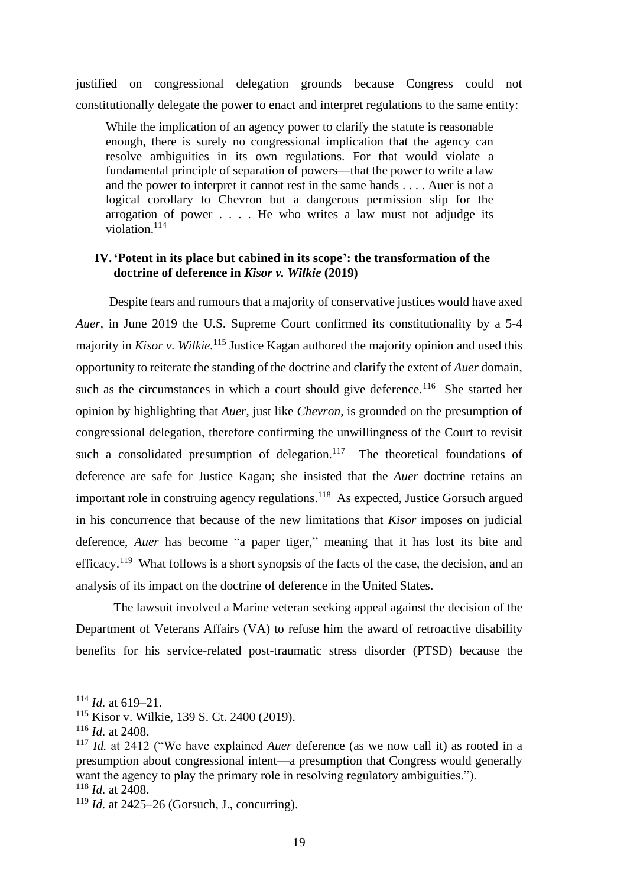justified on congressional delegation grounds because Congress could not constitutionally delegate the power to enact and interpret regulations to the same entity:

> While the implication of an agency power to clarify the statute is reasonable enough, there is surely no congressional implication that the agency can resolve ambiguities in its own regulations. For that would violate a fundamental principle of separation of powers—that the power to write a law and the power to interpret it cannot rest in the same hands . . . . Auer is not a logical corollary to Chevron but a dangerous permission slip for the arrogation of power . . . . He who writes a law must not adjudge its violation.[114]

## IV. 'Potent in its place but cabined in its scope': the transformation of the doctrine of deference in *Kisor v. Wilkie* (2019)

Despite fears and rumours that a majority of conservative justices would have axed *Auer*, in June 2019 the U.S. Supreme Court confirmed its constitutionality by a 5-4 majority in *Kisor v. Wilkie.*[115] Justice Kagan authored the majority opinion and used this opportunity to reiterate the standing of the doctrine and clarify the extent of *Auer* domain, such as the circumstances in which a court should give deference.[116] She started her opinion by highlighting that *Auer*, just like *Chevron*, is grounded on the presumption of congressional delegation, therefore confirming the unwillingness of the Court to revisit such a consolidated presumption of delegation.[117] The theoretical foundations of deference are safe for Justice Kagan; she insisted that the *Auer* doctrine retains an important role in construing agency regulations.[118] As expected, Justice Gorsuch argued in his concurrence that because of the new limitations that *Kisor* imposes on judicial deference, *Auer* has become "a paper tiger," meaning that it has lost its bite and efficacy.[119] What follows is a short synopsis of the facts of the case, the decision, and an analysis of its impact on the doctrine of deference in the United States.

The lawsuit involved a Marine veteran seeking appeal against the decision of the Department of Veterans Affairs (VA) to refuse him the award of retroactive disability benefits for his service-related post-traumatic stress disorder (PTSD) because the

---

[114] *Id.* at 619–21.

[115] Kisor v. Wilkie, 139 S. Ct. 2400 (2019).

[116] *Id.* at 2408.

[117] *Id.* at 2412 ("We have explained *Auer* deference (as we now call it) as rooted in a presumption about congressional intent—a presumption that Congress would generally want the agency to play the primary role in resolving regulatory ambiguities.").

[118] *Id.* at 2408.

[119] *Id.* at 2425–26 (Gorsuch, J., concurring).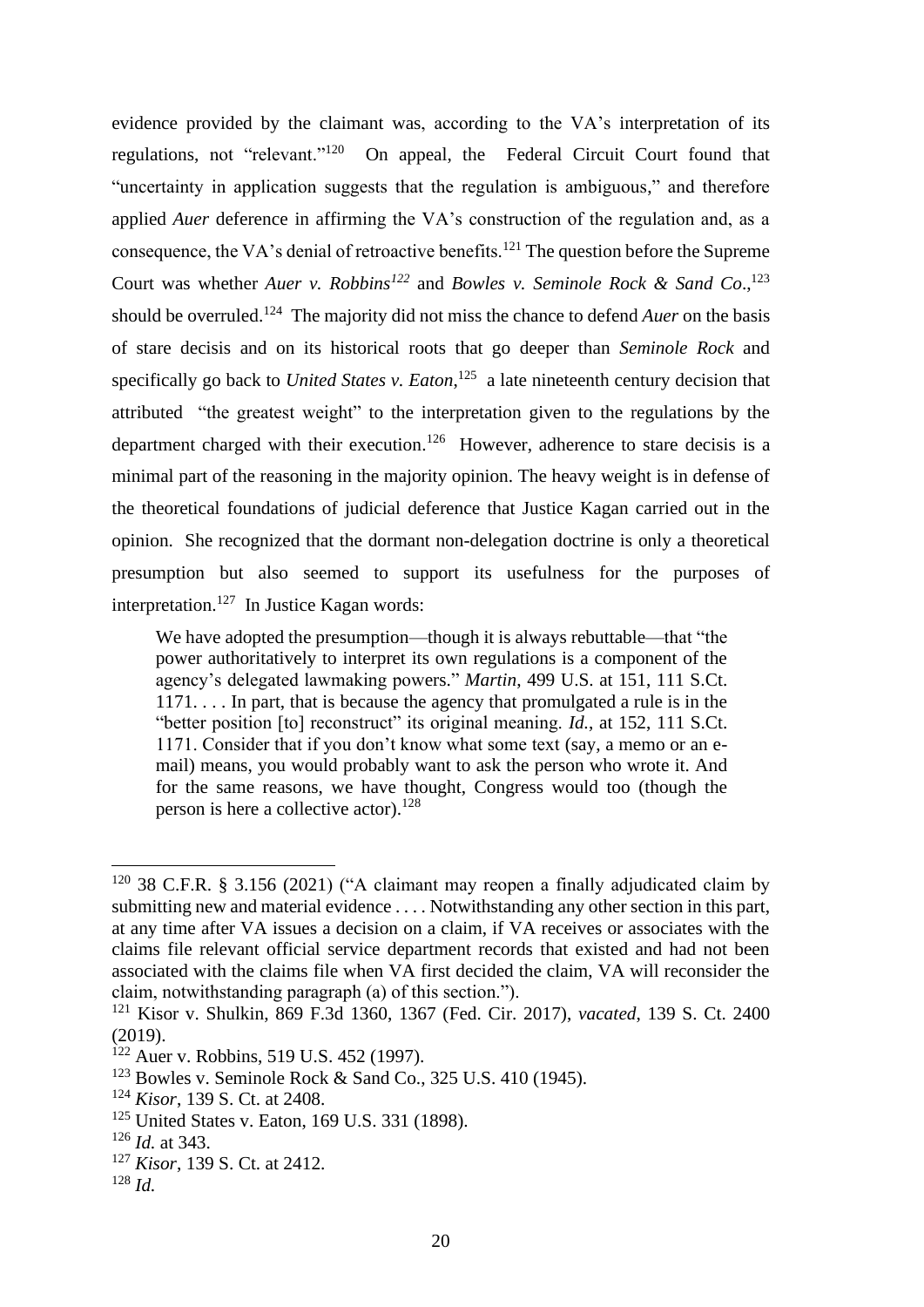evidence provided by the claimant was, according to the VA's interpretation of its regulations, not "relevant."[120] On appeal, the Federal Circuit Court found that "uncertainty in application suggests that the regulation is ambiguous," and therefore applied *Auer* deference in affirming the VA's construction of the regulation and, as a consequence, the VA's denial of retroactive benefits.[121] The question before the Supreme Court was whether *Auer v. Robbins*[122] and *Bowles v. Seminole Rock & Sand Co*.,[123] should be overruled.[124] The majority did not miss the chance to defend *Auer* on the basis of stare decisis and on its historical roots that go deeper than *Seminole Rock* and specifically go back to *United States v. Eaton*,[125] a late nineteenth century decision that attributed "the greatest weight" to the interpretation given to the regulations by the department charged with their execution.[126] However, adherence to stare decisis is a minimal part of the reasoning in the majority opinion. The heavy weight is in defense of the theoretical foundations of judicial deference that Justice Kagan carried out in the opinion. She recognized that the dormant non-delegation doctrine is only a theoretical presumption but also seemed to support its usefulness for the purposes of interpretation.[127] In Justice Kagan words:

> We have adopted the presumption—though it is always rebuttable—that "the power authoritatively to interpret its own regulations is a component of the agency's delegated lawmaking powers." *Martin*, 499 U.S. at 151, 111 S.Ct. 1171. . . . In part, that is because the agency that promulgated a rule is in the "better position [to] reconstruct" its original meaning. *Id.*, at 152, 111 S.Ct. 1171. Consider that if you don't know what some text (say, a memo or an e-mail) means, you would probably want to ask the person who wrote it. And for the same reasons, we have thought, Congress would too (though the person is here a collective actor).[128]

---

[120] 38 C.F.R. § 3.156 (2021) ("A claimant may reopen a finally adjudicated claim by submitting new and material evidence . . . . Notwithstanding any other section in this part, at any time after VA issues a decision on a claim, if VA receives or associates with the claims file relevant official service department records that existed and had not been associated with the claims file when VA first decided the claim, VA will reconsider the claim, notwithstanding paragraph (a) of this section.").

[121] Kisor v. Shulkin, 869 F.3d 1360, 1367 (Fed. Cir. 2017), *vacated*, 139 S. Ct. 2400 (2019).

[122] Auer v. Robbins, 519 U.S. 452 (1997).

[123] Bowles v. Seminole Rock & Sand Co., 325 U.S. 410 (1945).

[124] *Kisor*, 139 S. Ct. at 2408.

[125] United States v. Eaton, 169 U.S. 331 (1898).

[126] *Id.* at 343.

[127] *Kisor*, 139 S. Ct. at 2412.

[128] *Id.*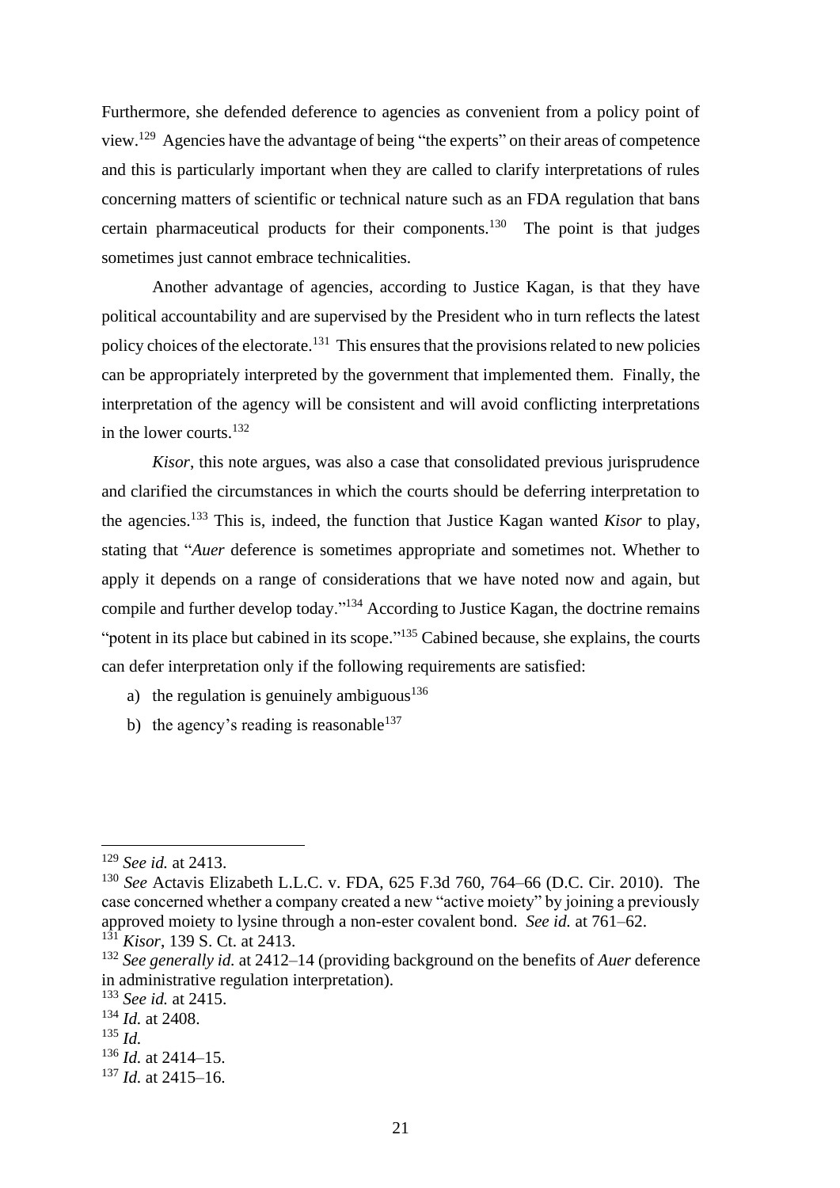Furthermore, she defended deference to agencies as convenient from a policy point of view.[129] Agencies have the advantage of being "the experts" on their areas of competence and this is particularly important when they are called to clarify interpretations of rules concerning matters of scientific or technical nature such as an FDA regulation that bans certain pharmaceutical products for their components.[130] The point is that judges sometimes just cannot embrace technicalities.

Another advantage of agencies, according to Justice Kagan, is that they have political accountability and are supervised by the President who in turn reflects the latest policy choices of the electorate.[131] This ensures that the provisions related to new policies can be appropriately interpreted by the government that implemented them. Finally, the interpretation of the agency will be consistent and will avoid conflicting interpretations in the lower courts.[132]

*Kisor*, this note argues, was also a case that consolidated previous jurisprudence and clarified the circumstances in which the courts should be deferring interpretation to the agencies.[133] This is, indeed, the function that Justice Kagan wanted *Kisor* to play, stating that "*Auer* deference is sometimes appropriate and sometimes not. Whether to apply it depends on a range of considerations that we have noted now and again, but compile and further develop today."[134] According to Justice Kagan, the doctrine remains "potent in its place but cabined in its scope."[135] Cabined because, she explains, the courts can defer interpretation only if the following requirements are satisfied:

a) the regulation is genuinely ambiguous[136]
b) the agency's reading is reasonable[137]

---

[129] *See id.* at 2413.

[130] *See* Actavis Elizabeth L.L.C. v. FDA, 625 F.3d 760, 764–66 (D.C. Cir. 2010). The case concerned whether a company created a new "active moiety" by joining a previously approved moiety to lysine through a non-ester covalent bond. *See id.* at 761–62.

[131] *Kisor*, 139 S. Ct. at 2413.

[132] *See generally id.* at 2412–14 (providing background on the benefits of *Auer* deference in administrative regulation interpretation).

[133] *See id.* at 2415.

[134] *Id.* at 2408.

[135] *Id.*

[136] *Id.* at 2414–15.

[137] *Id.* at 2415–16.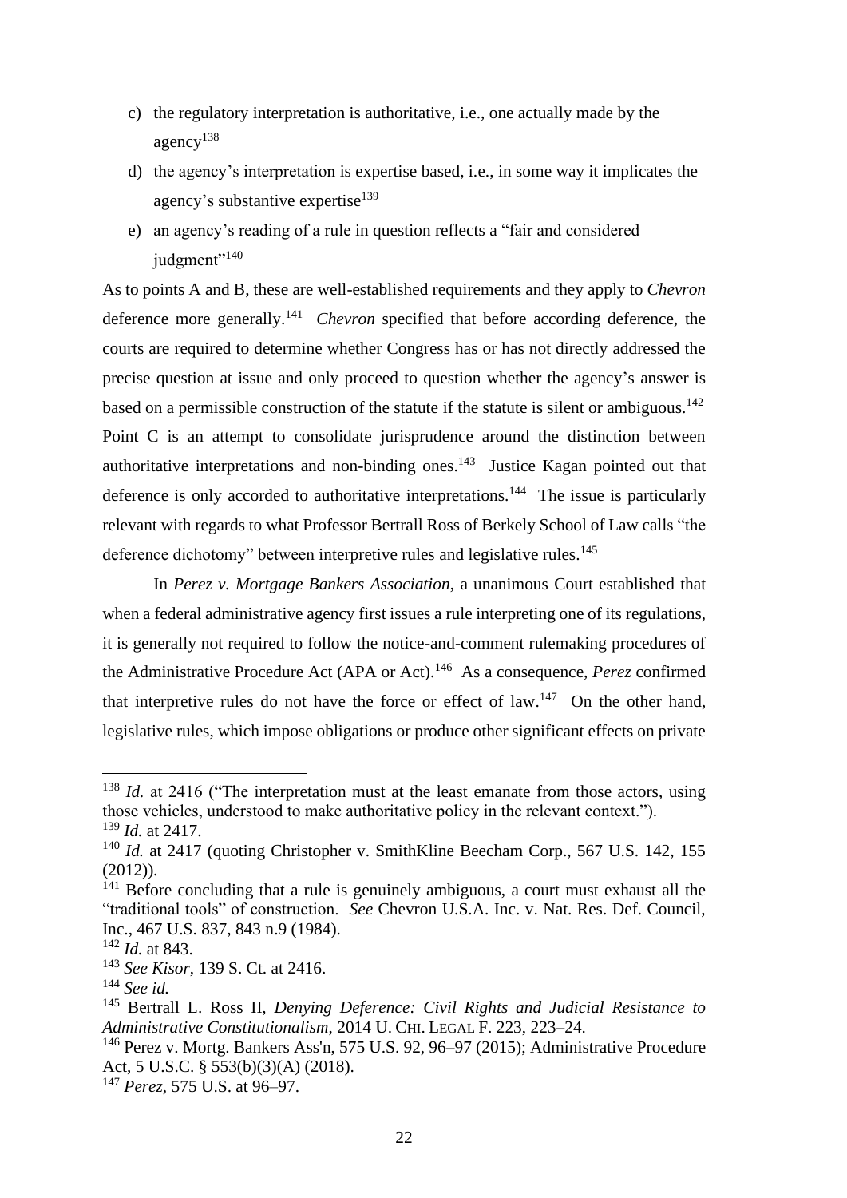c) the regulatory interpretation is authoritative, i.e., one actually made by the agency[138]

d) the agency's interpretation is expertise based, i.e., in some way it implicates the agency's substantive expertise[139]

e) an agency's reading of a rule in question reflects a "fair and considered judgment"[140]

As to points A and B, these are well-established requirements and they apply to *Chevron* deference more generally.[141] *Chevron* specified that before according deference, the courts are required to determine whether Congress has or has not directly addressed the precise question at issue and only proceed to question whether the agency's answer is based on a permissible construction of the statute if the statute is silent or ambiguous.[142] Point C is an attempt to consolidate jurisprudence around the distinction between authoritative interpretations and non-binding ones.[143] Justice Kagan pointed out that deference is only accorded to authoritative interpretations.[144] The issue is particularly relevant with regards to what Professor Bertrall Ross of Berkely School of Law calls "the deference dichotomy" between interpretive rules and legislative rules.[145]

In *Perez v. Mortgage Bankers Association*, a unanimous Court established that when a federal administrative agency first issues a rule interpreting one of its regulations, it is generally not required to follow the notice-and-comment rulemaking procedures of the Administrative Procedure Act (APA or Act).[146] As a consequence, *Perez* confirmed that interpretive rules do not have the force or effect of law.[147] On the other hand, legislative rules, which impose obligations or produce other significant effects on private

---

[138] *Id.* at 2416 ("The interpretation must at the least emanate from those actors, using those vehicles, understood to make authoritative policy in the relevant context.").

[139] *Id.* at 2417.

[140] *Id.* at 2417 (quoting Christopher v. SmithKline Beecham Corp., 567 U.S. 142, 155 (2012)).

[141] Before concluding that a rule is genuinely ambiguous, a court must exhaust all the "traditional tools" of construction. *See* Chevron U.S.A. Inc. v. Nat. Res. Def. Council, Inc., 467 U.S. 837, 843 n.9 (1984).

[142] *Id.* at 843.

[143] *See Kisor*, 139 S. Ct. at 2416.

[144] *See id.*

[145] Bertrall L. Ross II, *Denying Deference: Civil Rights and Judicial Resistance to Administrative Constitutionalism*, 2014 U. CHI. LEGAL F. 223, 223–24.

[146] Perez v. Mortg. Bankers Ass'n, 575 U.S. 92, 96–97 (2015); Administrative Procedure Act, 5 U.S.C. § 553(b)(3)(A) (2018).

[147] *Perez*, 575 U.S. at 96–97.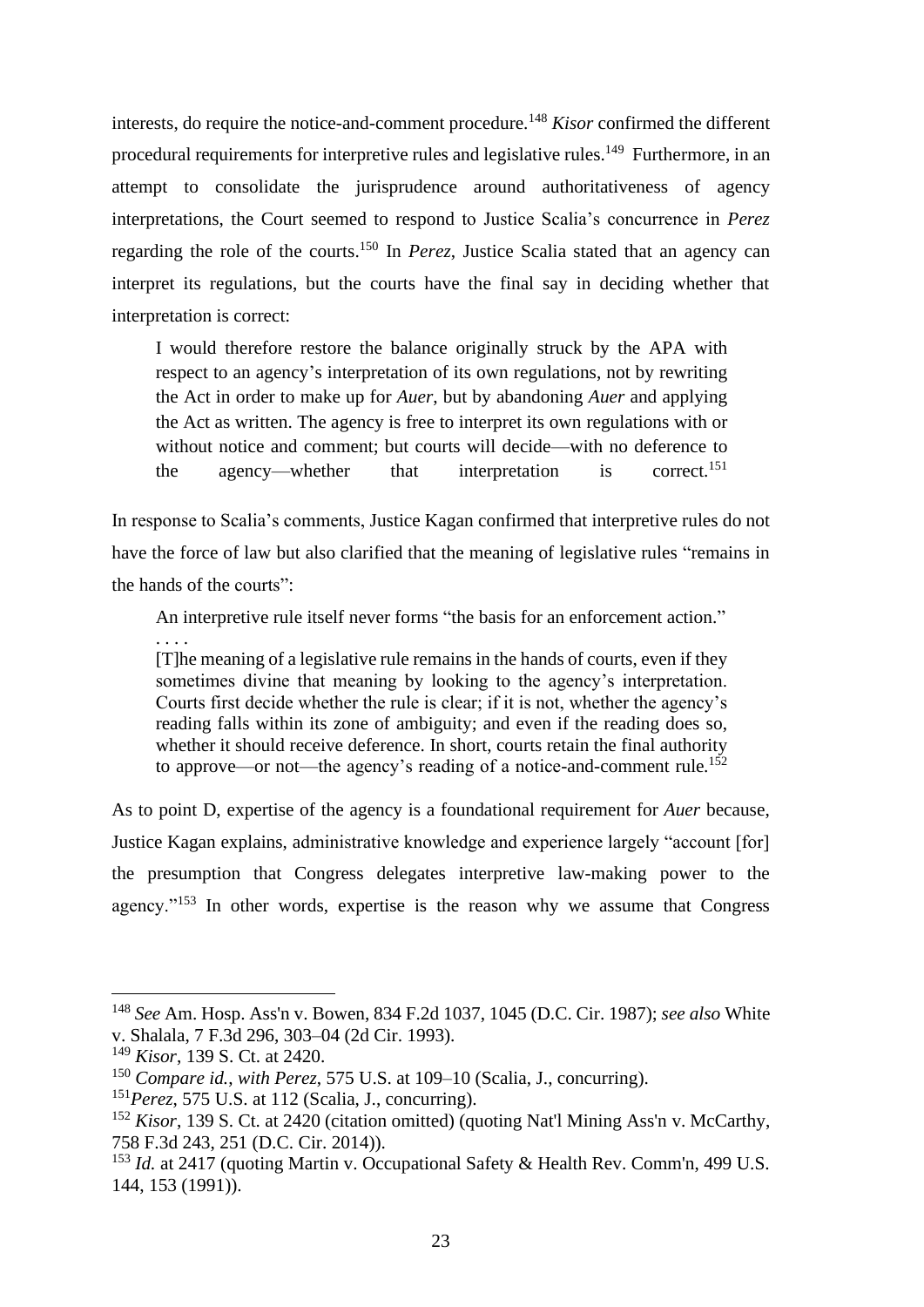interests, do require the notice-and-comment procedure.[148] *Kisor* confirmed the different procedural requirements for interpretive rules and legislative rules.[149] Furthermore, in an attempt to consolidate the jurisprudence around authoritativeness of agency interpretations, the Court seemed to respond to Justice Scalia's concurrence in *Perez* regarding the role of the courts.[150] In *Perez*, Justice Scalia stated that an agency can interpret its regulations, but the courts have the final say in deciding whether that interpretation is correct:

> I would therefore restore the balance originally struck by the APA with respect to an agency's interpretation of its own regulations, not by rewriting the Act in order to make up for *Auer*, but by abandoning *Auer* and applying the Act as written. The agency is free to interpret its own regulations with or without notice and comment; but courts will decide—with no deference to the agency—whether that interpretation is correct.[151]

In response to Scalia's comments, Justice Kagan confirmed that interpretive rules do not have the force of law but also clarified that the meaning of legislative rules "remains in the hands of the courts":

> An interpretive rule itself never forms "the basis for an enforcement action."
> . . . .
> [T]he meaning of a legislative rule remains in the hands of courts, even if they sometimes divine that meaning by looking to the agency's interpretation. Courts first decide whether the rule is clear; if it is not, whether the agency's reading falls within its zone of ambiguity; and even if the reading does so, whether it should receive deference. In short, courts retain the final authority to approve—or not—the agency's reading of a notice-and-comment rule.[152]

As to point D, expertise of the agency is a foundational requirement for *Auer* because, Justice Kagan explains, administrative knowledge and experience largely "account [for] the presumption that Congress delegates interpretive law-making power to the agency."[153] In other words, expertise is the reason why we assume that Congress

---

[148] *See* Am. Hosp. Ass'n v. Bowen, 834 F.2d 1037, 1045 (D.C. Cir. 1987); *see also* White v. Shalala, 7 F.3d 296, 303–04 (2d Cir. 1993).

[149] *Kisor*, 139 S. Ct. at 2420.

[150] *Compare id.*, *with Perez*, 575 U.S. at 109–10 (Scalia, J., concurring).

[151] *Perez*, 575 U.S. at 112 (Scalia, J., concurring).

[152] *Kisor*, 139 S. Ct. at 2420 (citation omitted) (quoting Nat'l Mining Ass'n v. McCarthy, 758 F.3d 243, 251 (D.C. Cir. 2014)).

[153] *Id.* at 2417 (quoting Martin v. Occupational Safety & Health Rev. Comm'n, 499 U.S. 144, 153 (1991)).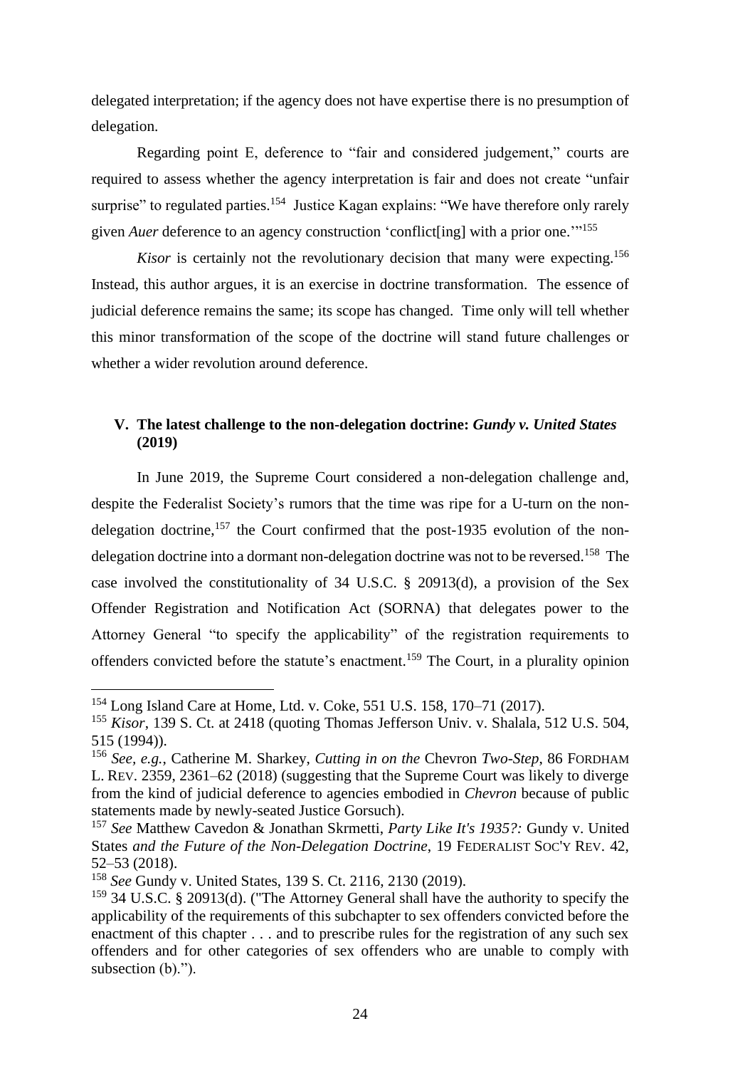delegated interpretation; if the agency does not have expertise there is no presumption of delegation.

Regarding point E, deference to "fair and considered judgement," courts are required to assess whether the agency interpretation is fair and does not create "unfair surprise" to regulated parties.[154] Justice Kagan explains: "We have therefore only rarely given *Auer* deference to an agency construction 'conflict[ing] with a prior one.'"[155]

*Kisor* is certainly not the revolutionary decision that many were expecting.[156] Instead, this author argues, it is an exercise in doctrine transformation. The essence of judicial deference remains the same; its scope has changed. Time only will tell whether this minor transformation of the scope of the doctrine will stand future challenges or whether a wider revolution around deference.

## V. The latest challenge to the non-delegation doctrine: *Gundy v. United States* (2019)

In June 2019, the Supreme Court considered a non-delegation challenge and, despite the Federalist Society's rumors that the time was ripe for a U-turn on the non-delegation doctrine,[157] the Court confirmed that the post-1935 evolution of the non-delegation doctrine into a dormant non-delegation doctrine was not to be reversed.[158] The case involved the constitutionality of 34 U.S.C. § 20913(d), a provision of the Sex Offender Registration and Notification Act (SORNA) that delegates power to the Attorney General "to specify the applicability" of the registration requirements to offenders convicted before the statute's enactment.[159] The Court, in a plurality opinion

---

[154] Long Island Care at Home, Ltd. v. Coke, 551 U.S. 158, 170–71 (2017).

[155] *Kisor*, 139 S. Ct. at 2418 (quoting Thomas Jefferson Univ. v. Shalala, 512 U.S. 504, 515 (1994)).

[156] *See, e.g.*, Catherine M. Sharkey, *Cutting in on the* Chevron *Two-Step*, 86 FORDHAM L. REV. 2359, 2361–62 (2018) (suggesting that the Supreme Court was likely to diverge from the kind of judicial deference to agencies embodied in *Chevron* because of public statements made by newly-seated Justice Gorsuch).

[157] *See* Matthew Cavedon & Jonathan Skrmetti, *Party Like It's 1935?:* Gundy v. United States *and the Future of the Non-Delegation Doctrine*, 19 FEDERALIST SOC'Y REV. 42, 52–53 (2018).

[158] *See* Gundy v. United States, 139 S. Ct. 2116, 2130 (2019).

[159] 34 U.S.C. § 20913(d). ("The Attorney General shall have the authority to specify the applicability of the requirements of this subchapter to sex offenders convicted before the enactment of this chapter . . . and to prescribe rules for the registration of any such sex offenders and for other categories of sex offenders who are unable to comply with subsection (b).").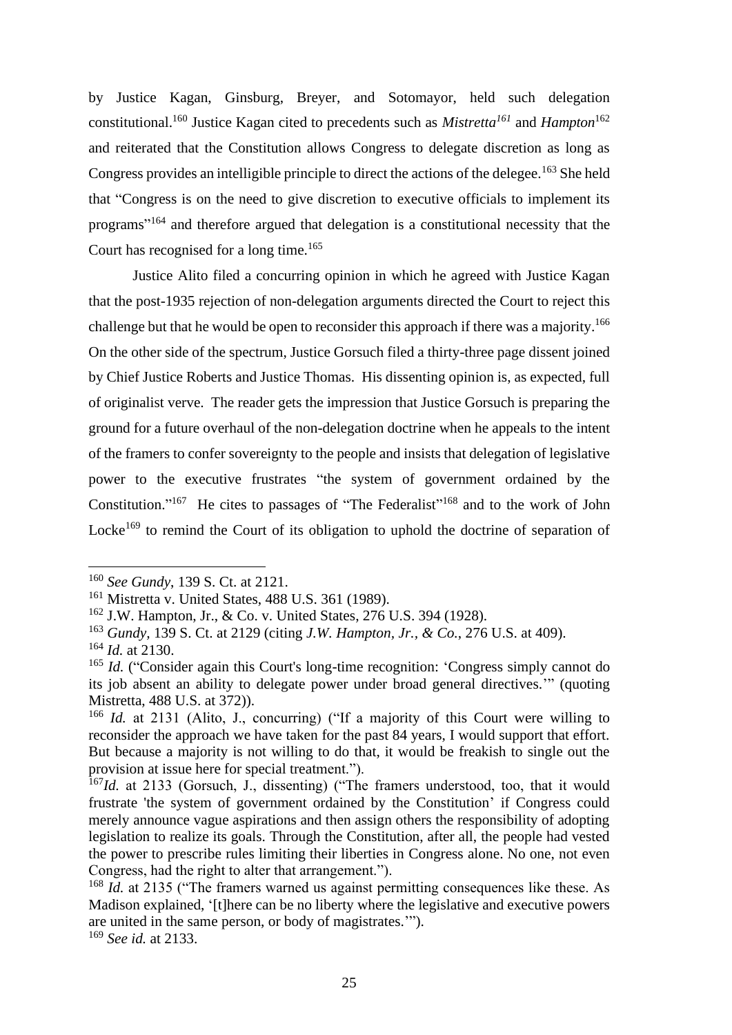by Justice Kagan, Ginsburg, Breyer, and Sotomayor, held such delegation constitutional.[160] Justice Kagan cited to precedents such as *Mistretta*[161] and *Hampton*[162] and reiterated that the Constitution allows Congress to delegate discretion as long as Congress provides an intelligible principle to direct the actions of the delegee.[163] She held that "Congress is on the need to give discretion to executive officials to implement its programs"[164] and therefore argued that delegation is a constitutional necessity that the Court has recognised for a long time.[165]

Justice Alito filed a concurring opinion in which he agreed with Justice Kagan that the post-1935 rejection of non-delegation arguments directed the Court to reject this challenge but that he would be open to reconsider this approach if there was a majority.[166] On the other side of the spectrum, Justice Gorsuch filed a thirty-three page dissent joined by Chief Justice Roberts and Justice Thomas. His dissenting opinion is, as expected, full of originalist verve. The reader gets the impression that Justice Gorsuch is preparing the ground for a future overhaul of the non-delegation doctrine when he appeals to the intent of the framers to confer sovereignty to the people and insists that delegation of legislative power to the executive frustrates "the system of government ordained by the Constitution."[167] He cites to passages of "The Federalist"[168] and to the work of John Locke[169] to remind the Court of its obligation to uphold the doctrine of separation of

---

[160] *See Gundy*, 139 S. Ct. at 2121.

[161] Mistretta v. United States, 488 U.S. 361 (1989).

[162] J.W. Hampton, Jr., & Co. v. United States, 276 U.S. 394 (1928).

[163] *Gundy*, 139 S. Ct. at 2129 (citing *J.W. Hampton, Jr., & Co.*, 276 U.S. at 409).

[164] *Id.* at 2130.

[165] *Id.* ("Consider again this Court's long-time recognition: 'Congress simply cannot do its job absent an ability to delegate power under broad general directives.'" (quoting Mistretta, 488 U.S. at 372)).

[166] *Id.* at 2131 (Alito, J., concurring) ("If a majority of this Court were willing to reconsider the approach we have taken for the past 84 years, I would support that effort. But because a majority is not willing to do that, it would be freakish to single out the provision at issue here for special treatment.").

[167] *Id.* at 2133 (Gorsuch, J., dissenting) ("The framers understood, too, that it would frustrate 'the system of government ordained by the Constitution' if Congress could merely announce vague aspirations and then assign others the responsibility of adopting legislation to realize its goals. Through the Constitution, after all, the people had vested the power to prescribe rules limiting their liberties in Congress alone. No one, not even Congress, had the right to alter that arrangement.").

[168] *Id.* at 2135 ("The framers warned us against permitting consequences like these. As Madison explained, '[t]here can be no liberty where the legislative and executive powers are united in the same person, or body of magistrates.'").

[169] *See id.* at 2133.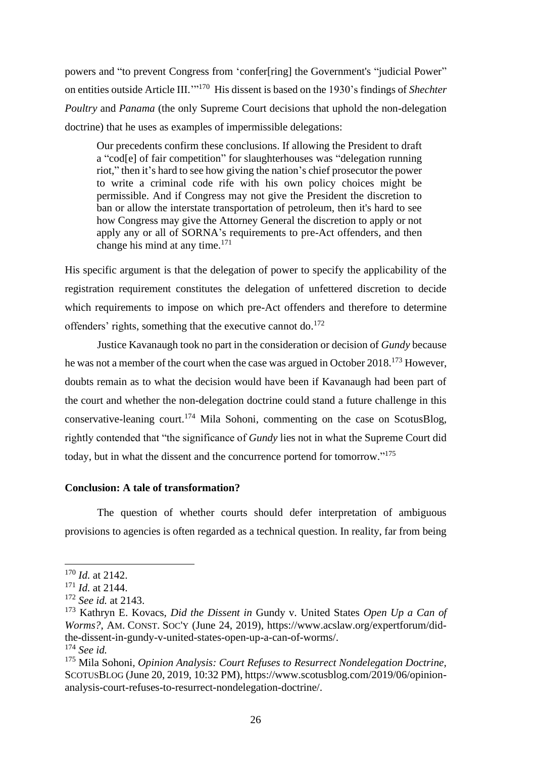powers and "to prevent Congress from 'confer[ring] the Government's "judicial Power" on entities outside Article III.'"[170] His dissent is based on the 1930's findings of *Shechter Poultry* and *Panama* (the only Supreme Court decisions that uphold the non-delegation doctrine) that he uses as examples of impermissible delegations:

> Our precedents confirm these conclusions. If allowing the President to draft a "cod[e] of fair competition" for slaughterhouses was "delegation running riot," then it's hard to see how giving the nation's chief prosecutor the power to write a criminal code rife with his own policy choices might be permissible. And if Congress may not give the President the discretion to ban or allow the interstate transportation of petroleum, then it's hard to see how Congress may give the Attorney General the discretion to apply or not apply any or all of SORNA's requirements to pre-Act offenders, and then change his mind at any time.[171]

His specific argument is that the delegation of power to specify the applicability of the registration requirement constitutes the delegation of unfettered discretion to decide which requirements to impose on which pre-Act offenders and therefore to determine offenders' rights, something that the executive cannot do.[172]

Justice Kavanaugh took no part in the consideration or decision of *Gundy* because he was not a member of the court when the case was argued in October 2018.[173] However, doubts remain as to what the decision would have been if Kavanaugh had been part of the court and whether the non-delegation doctrine could stand a future challenge in this conservative-leaning court.[174] Mila Sohoni, commenting on the case on ScotusBlog, rightly contended that "the significance of *Gundy* lies not in what the Supreme Court did today, but in what the dissent and the concurrence portend for tomorrow."[175]

**Conclusion: A tale of transformation?**

The question of whether courts should defer interpretation of ambiguous provisions to agencies is often regarded as a technical question. In reality, far from being

---

[170] *Id.* at 2142.

[171] *Id.* at 2144.

[172] *See id.* at 2143.

[173] Kathryn E. Kovacs, *Did the Dissent in* Gundy v. United States *Open Up a Can of Worms?*, AM. CONST. SOC'Y (June 24, 2019), https://www.acslaw.org/expertforum/did-the-dissent-in-gundy-v-united-states-open-up-a-can-of-worms/.

[174] *See id.*

[175] Mila Sohoni, *Opinion Analysis: Court Refuses to Resurrect Nondelegation Doctrine*, SCOTUSBLOG (June 20, 2019, 10:32 PM), https://www.scotusblog.com/2019/06/opinion-analysis-court-refuses-to-resurrect-nondelegation-doctrine/.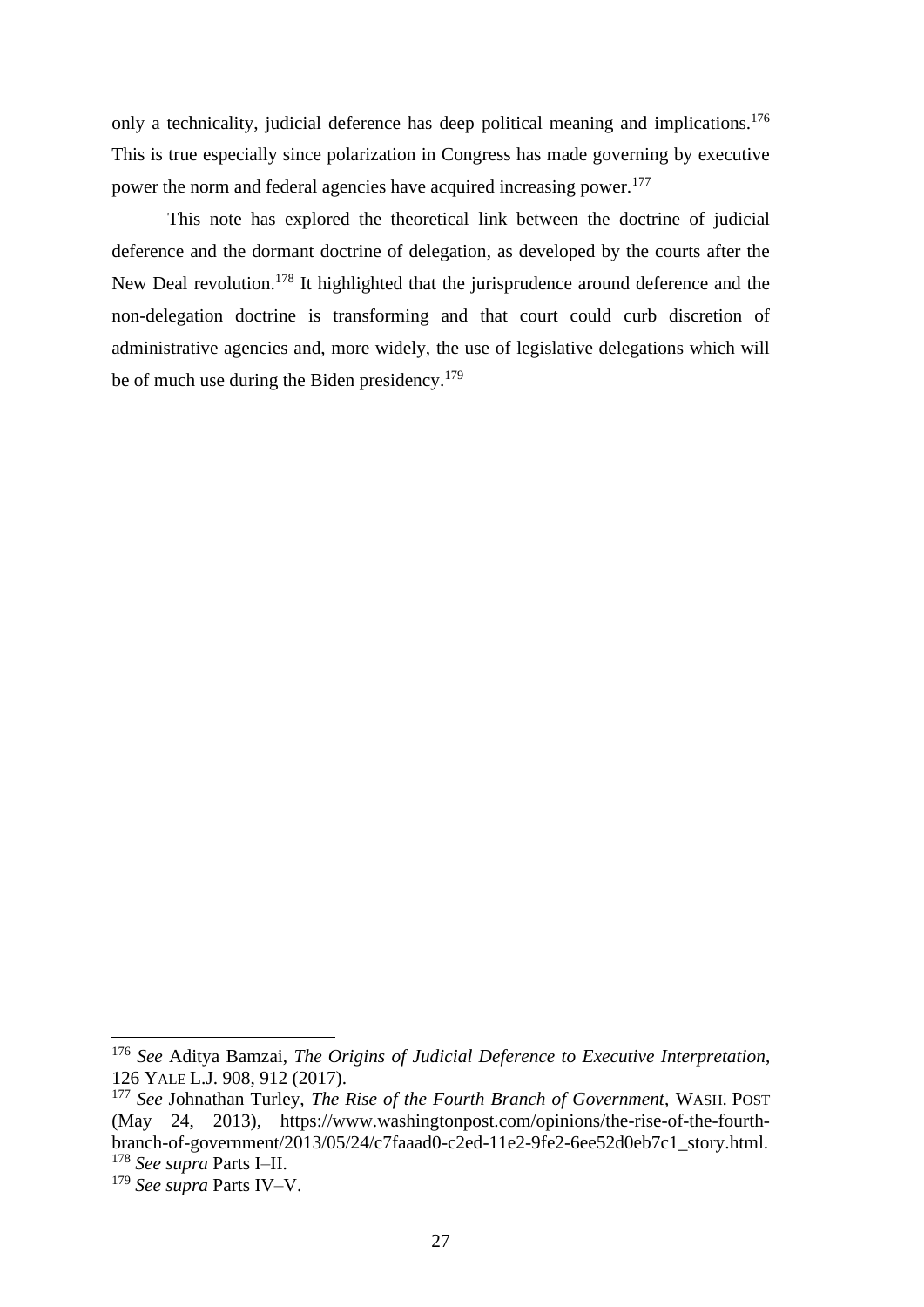only a technicality, judicial deference has deep political meaning and implications.[176] This is true especially since polarization in Congress has made governing by executive power the norm and federal agencies have acquired increasing power.[177]

This note has explored the theoretical link between the doctrine of judicial deference and the dormant doctrine of delegation, as developed by the courts after the New Deal revolution.[178] It highlighted that the jurisprudence around deference and the non-delegation doctrine is transforming and that court could curb discretion of administrative agencies and, more widely, the use of legislative delegations which will be of much use during the Biden presidency.[179]

---

[176] *See* Aditya Bamzai, *The Origins of Judicial Deference to Executive Interpretation*, 126 YALE L.J. 908, 912 (2017).

[177] *See* Johnathan Turley, *The Rise of the Fourth Branch of Government*, WASH. POST (May 24, 2013), https://www.washingtonpost.com/opinions/the-rise-of-the-fourth-branch-of-government/2013/05/24/c7faaad0-c2ed-11e2-9fe2-6ee52d0eb7c1_story.html.

[178] *See supra* Parts I–II.

[179] *See supra* Parts IV–V.